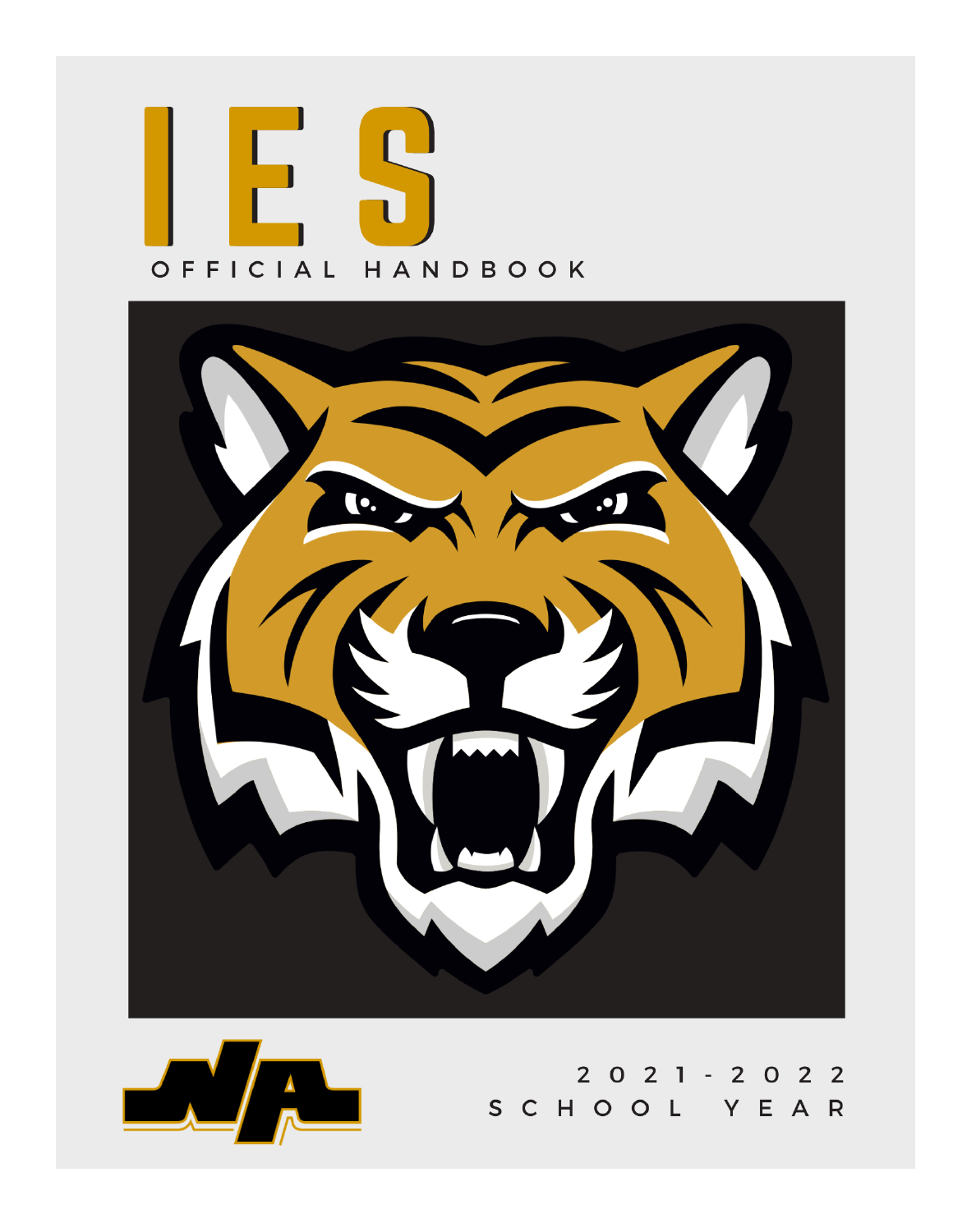# IES

OFFICIAL HANDBOOK

2021-2022
SCHOOL YEAR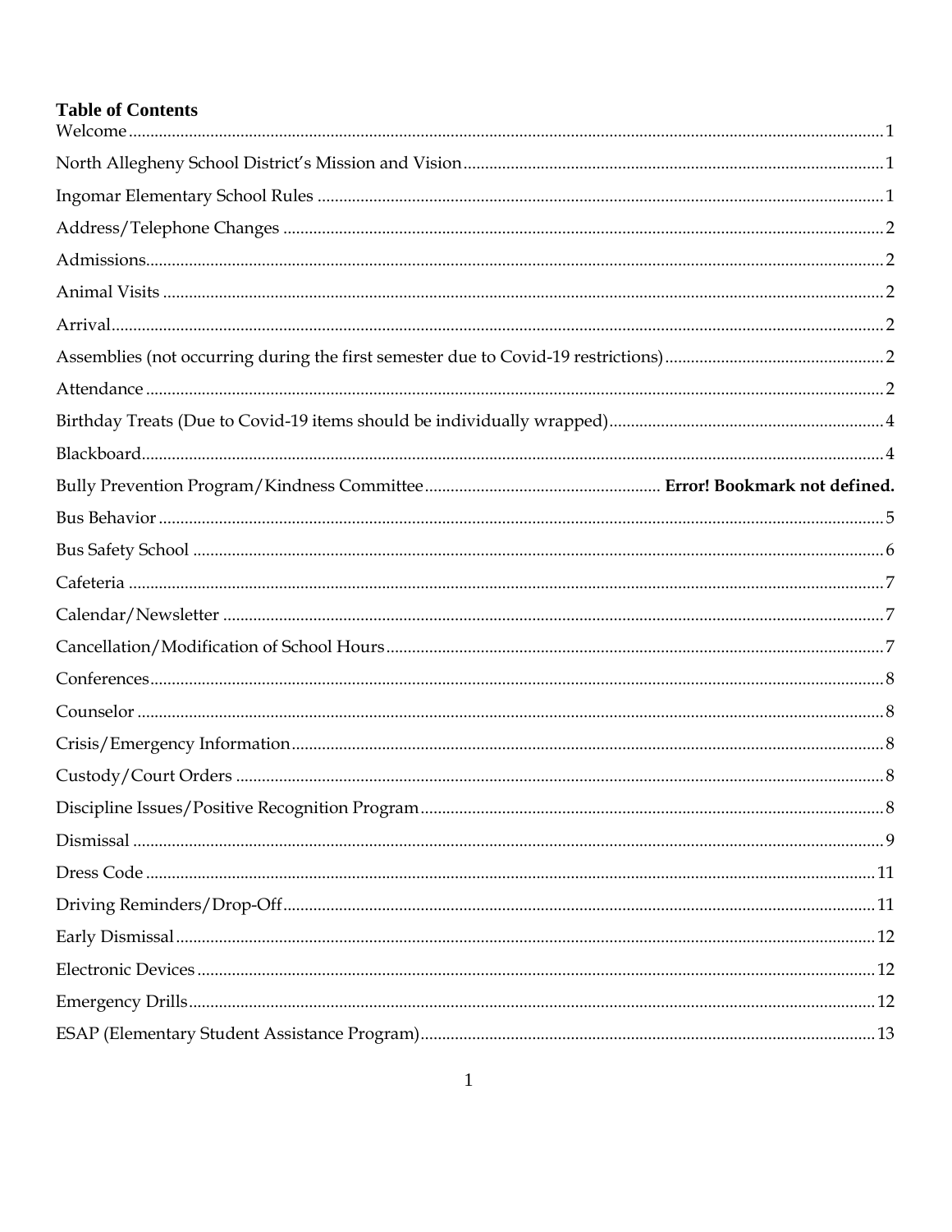**Table of Contents**

| | |
|---|---|
| Welcome | 1 |
| North Allegheny School District's Mission and Vision | 1 |
| Ingomar Elementary School Rules | 1 |
| Address/Telephone Changes | 2 |
| Admissions | 2 |
| Animal Visits | 2 |
| Arrival | 2 |
| Assemblies (not occurring during the first semester due to Covid-19 restrictions) | 2 |
| Attendance | 2 |
| Birthday Treats (Due to Covid-19 items should be individually wrapped) | 4 |
| Blackboard | 4 |
| Bully Prevention Program/Kindness Committee | **Error! Bookmark not defined.** |
| Bus Behavior | 5 |
| Bus Safety School | 6 |
| Cafeteria | 7 |
| Calendar/Newsletter | 7 |
| Cancellation/Modification of School Hours | 7 |
| Conferences | 8 |
| Counselor | 8 |
| Crisis/Emergency Information | 8 |
| Custody/Court Orders | 8 |
| Discipline Issues/Positive Recognition Program | 8 |
| Dismissal | 9 |
| Dress Code | 11 |
| Driving Reminders/Drop-Off | 11 |
| Early Dismissal | 12 |
| Electronic Devices | 12 |
| Emergency Drills | 12 |
| ESAP (Elementary Student Assistance Program) | 13 |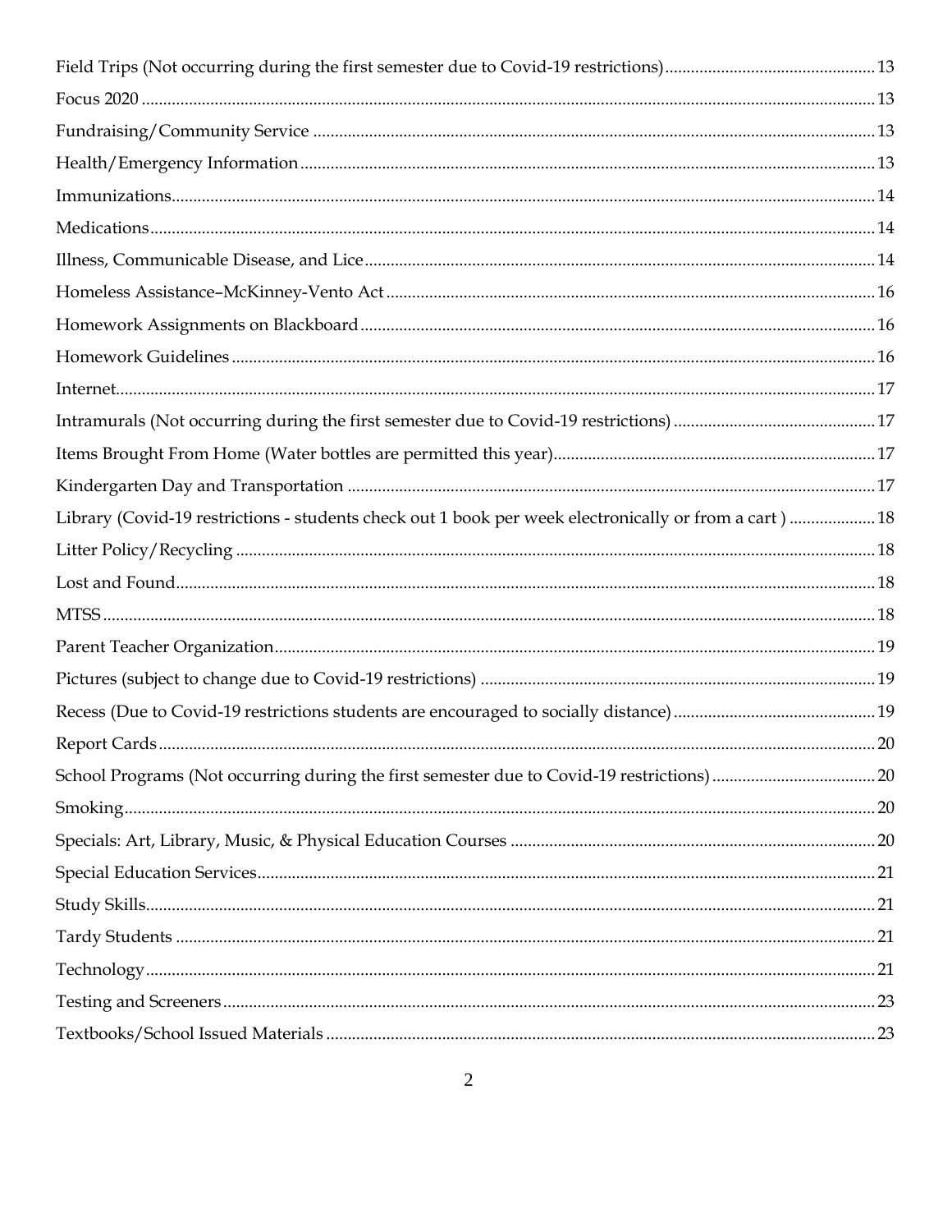Field Trips (Not occurring during the first semester due to Covid-19 restrictions) ... 13
Focus 2020 ... 13
Fundraising/Community Service ... 13
Health/Emergency Information ... 13
Immunizations ... 14
Medications ... 14
Illness, Communicable Disease, and Lice ... 14
Homeless Assistance–McKinney-Vento Act ... 16
Homework Assignments on Blackboard ... 16
Homework Guidelines ... 16
Internet ... 17
Intramurals (Not occurring during the first semester due to Covid-19 restrictions) ... 17
Items Brought From Home (Water bottles are permitted this year) ... 17
Kindergarten Day and Transportation ... 17
Library (Covid-19 restrictions - students check out 1 book per week electronically or from a cart ) ... 18
Litter Policy/Recycling ... 18
Lost and Found ... 18
MTSS ... 18
Parent Teacher Organization ... 19
Pictures (subject to change due to Covid-19 restrictions) ... 19
Recess (Due to Covid-19 restrictions students are encouraged to socially distance) ... 19
Report Cards ... 20
School Programs (Not occurring during the first semester due to Covid-19 restrictions) ... 20
Smoking ... 20
Specials: Art, Library, Music, & Physical Education Courses ... 20
Special Education Services ... 21
Study Skills ... 21
Tardy Students ... 21
Technology ... 21
Testing and Screeners ... 23
Textbooks/School Issued Materials ... 23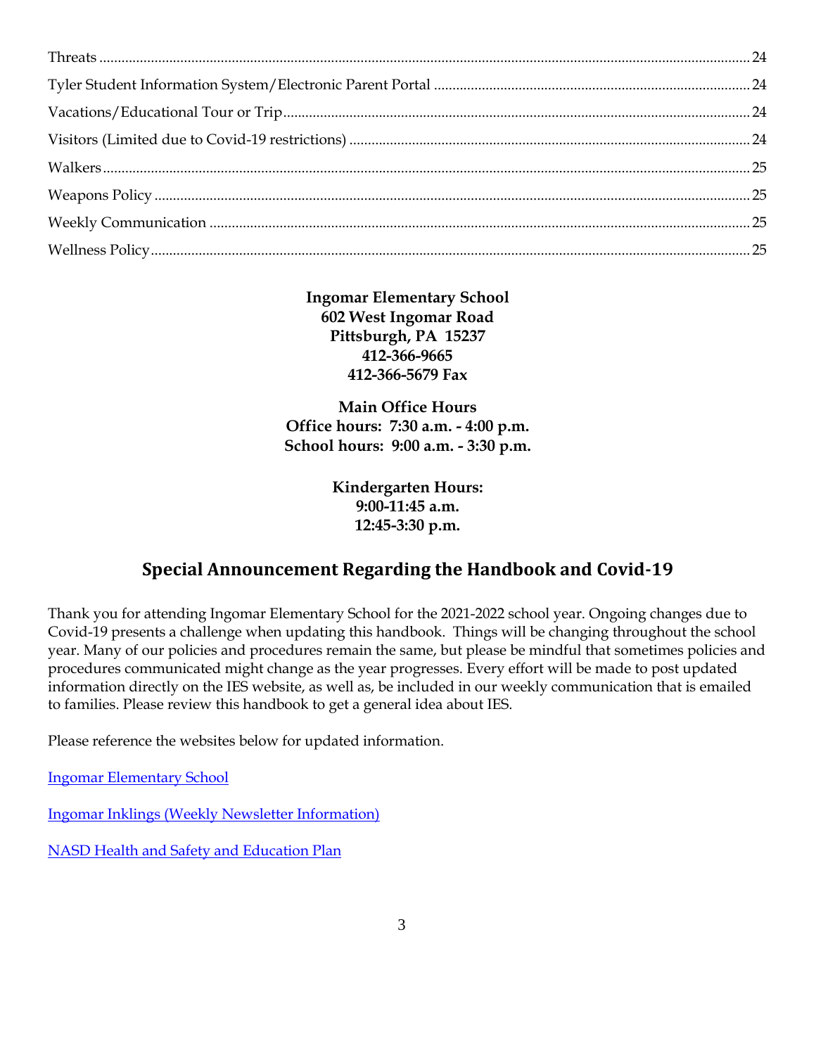Threats ........................................................................................................................................................ 24

Tyler Student Information System/Electronic Parent Portal ..................................................................... 24

Vacations/Educational Tour or Trip ............................................................................................................. 24

Visitors (Limited due to Covid-19 restrictions) ........................................................................................... 24

Walkers ........................................................................................................................................................ 25

Weapons Policy ............................................................................................................................................ 25

Weekly Communication ............................................................................................................................... 25

Wellness Policy ............................................................................................................................................. 25

**Ingomar Elementary School**
**602 West Ingomar Road**
**Pittsburgh, PA 15237**
**412-366-9665**
**412-366-5679 Fax**

**Main Office Hours**
**Office hours: 7:30 a.m. - 4:00 p.m.**
**School hours: 9:00 a.m. - 3:30 p.m.**

**Kindergarten Hours:**
**9:00-11:45 a.m.**
**12:45-3:30 p.m.**

## Special Announcement Regarding the Handbook and Covid-19

Thank you for attending Ingomar Elementary School for the 2021-2022 school year. Ongoing changes due to Covid-19 presents a challenge when updating this handbook. Things will be changing throughout the school year. Many of our policies and procedures remain the same, but please be mindful that sometimes policies and procedures communicated might change as the year progresses. Every effort will be made to post updated information directly on the IES website, as well as, be included in our weekly communication that is emailed to families. Please review this handbook to get a general idea about IES.

Please reference the websites below for updated information.

Ingomar Elementary School

Ingomar Inklings (Weekly Newsletter Information)

NASD Health and Safety and Education Plan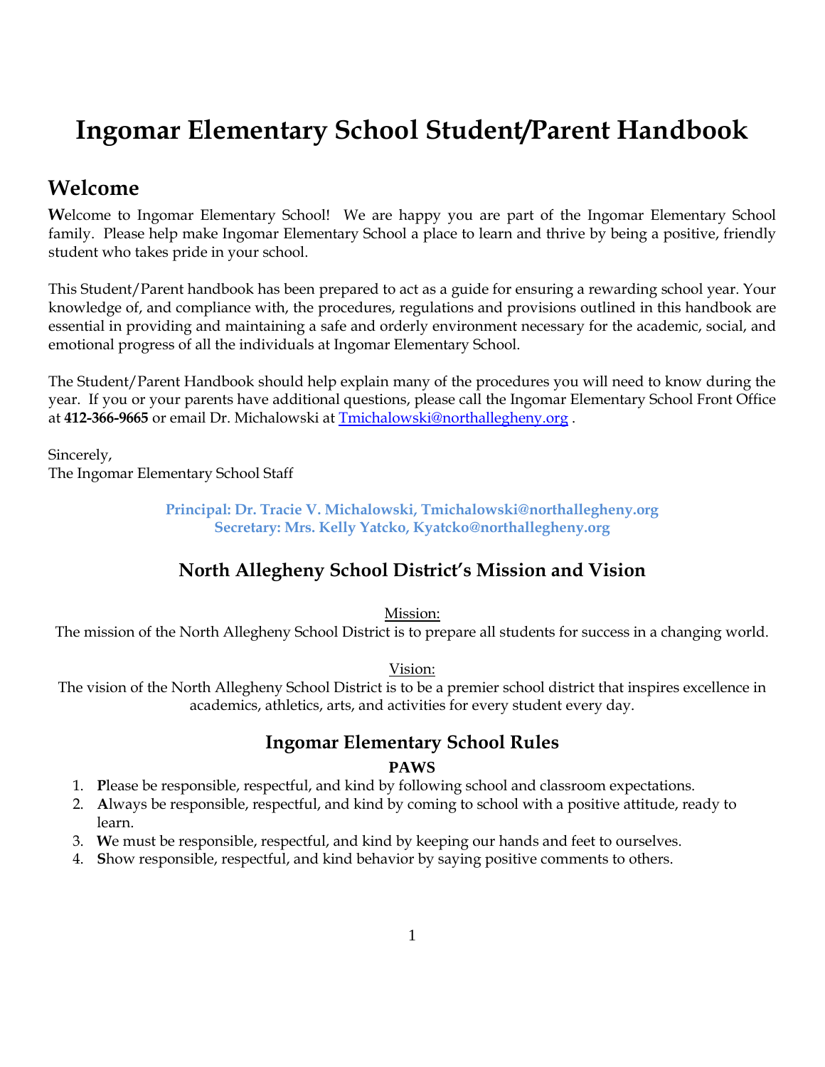# Ingomar Elementary School Student/Parent Handbook

## Welcome

**W**elcome to Ingomar Elementary School! We are happy you are part of the Ingomar Elementary School family. Please help make Ingomar Elementary School a place to learn and thrive by being a positive, friendly student who takes pride in your school.

This Student/Parent handbook has been prepared to act as a guide for ensuring a rewarding school year. Your knowledge of, and compliance with, the procedures, regulations and provisions outlined in this handbook are essential in providing and maintaining a safe and orderly environment necessary for the academic, social, and emotional progress of all the individuals at Ingomar Elementary School.

The Student/Parent Handbook should help explain many of the procedures you will need to know during the year. If you or your parents have additional questions, please call the Ingomar Elementary School Front Office at **412-366-9665** or email Dr. Michalowski at Tmichalowski@northallegheny.org .

Sincerely,
The Ingomar Elementary School Staff

**Principal: Dr. Tracie V. Michalowski, Tmichalowski@northallegheny.org**
**Secretary: Mrs. Kelly Yatcko, Kyatcko@northallegheny.org**

### North Allegheny School District's Mission and Vision

Mission:
The mission of the North Allegheny School District is to prepare all students for success in a changing world.

Vision:
The vision of the North Allegheny School District is to be a premier school district that inspires excellence in academics, athletics, arts, and activities for every student every day.

### Ingomar Elementary School Rules

**PAWS**

1. **P**lease be responsible, respectful, and kind by following school and classroom expectations.
2. **A**lways be responsible, respectful, and kind by coming to school with a positive attitude, ready to learn.
3. **W**e must be responsible, respectful, and kind by keeping our hands and feet to ourselves.
4. **S**how responsible, respectful, and kind behavior by saying positive comments to others.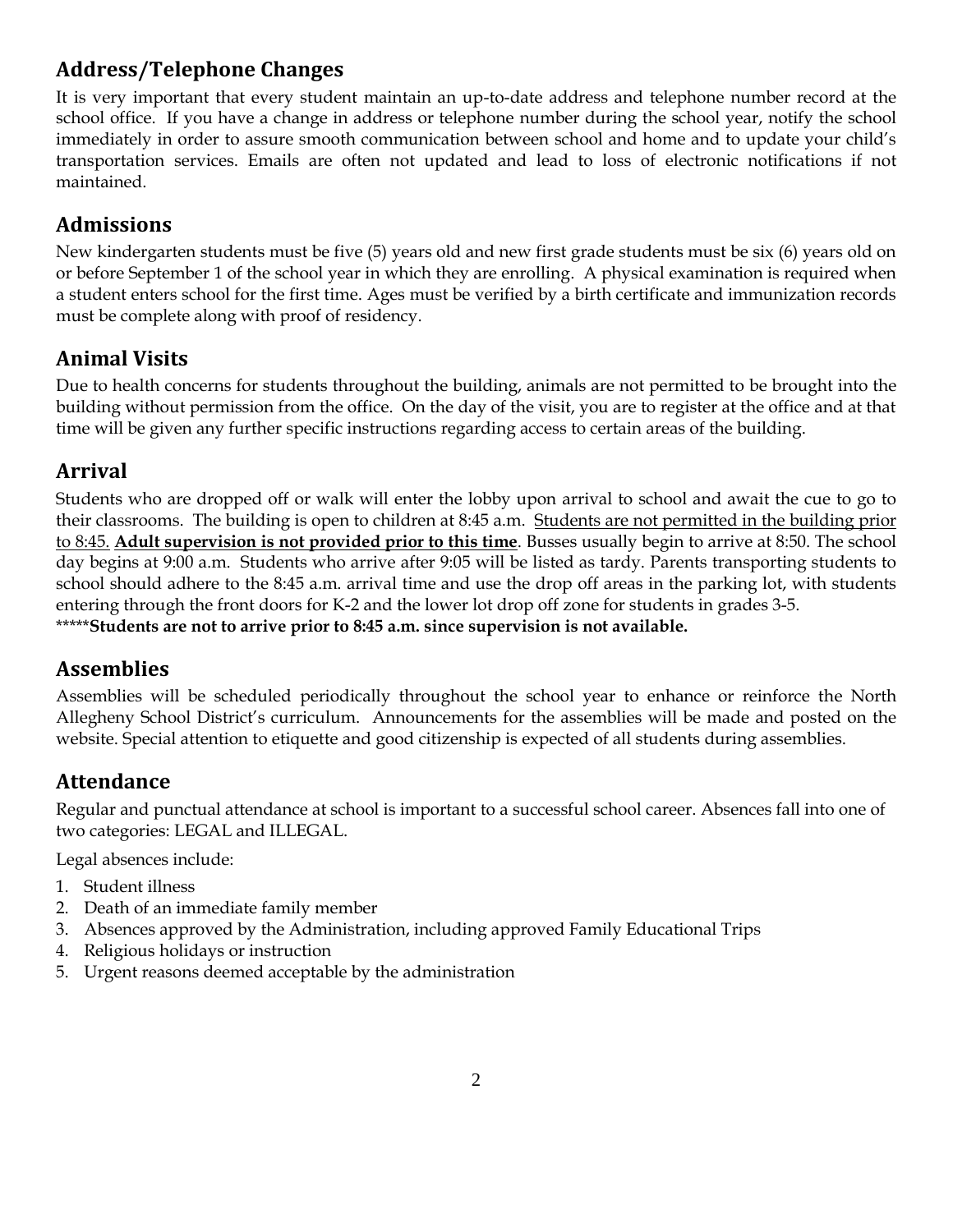## Address/Telephone Changes

It is very important that every student maintain an up-to-date address and telephone number record at the school office. If you have a change in address or telephone number during the school year, notify the school immediately in order to assure smooth communication between school and home and to update your child's transportation services. Emails are often not updated and lead to loss of electronic notifications if not maintained.

## Admissions

New kindergarten students must be five (5) years old and new first grade students must be six (6) years old on or before September 1 of the school year in which they are enrolling. A physical examination is required when a student enters school for the first time. Ages must be verified by a birth certificate and immunization records must be complete along with proof of residency.

## Animal Visits

Due to health concerns for students throughout the building, animals are not permitted to be brought into the building without permission from the office. On the day of the visit, you are to register at the office and at that time will be given any further specific instructions regarding access to certain areas of the building.

## Arrival

Students who are dropped off or walk will enter the lobby upon arrival to school and await the cue to go to their classrooms. The building is open to children at 8:45 a.m. Students are not permitted in the building prior to 8:45. **Adult supervision is not provided prior to this time**. Busses usually begin to arrive at 8:50. The school day begins at 9:00 a.m. Students who arrive after 9:05 will be listed as tardy. Parents transporting students to school should adhere to the 8:45 a.m. arrival time and use the drop off areas in the parking lot, with students entering through the front doors for K-2 and the lower lot drop off zone for students in grades 3-5.

*****Students are not to arrive prior to 8:45 a.m. since supervision is not available.**

## Assemblies

Assemblies will be scheduled periodically throughout the school year to enhance or reinforce the North Allegheny School District's curriculum. Announcements for the assemblies will be made and posted on the website. Special attention to etiquette and good citizenship is expected of all students during assemblies.

## Attendance

Regular and punctual attendance at school is important to a successful school career. Absences fall into one of two categories: LEGAL and ILLEGAL.

Legal absences include:

1. Student illness
2. Death of an immediate family member
3. Absences approved by the Administration, including approved Family Educational Trips
4. Religious holidays or instruction
5. Urgent reasons deemed acceptable by the administration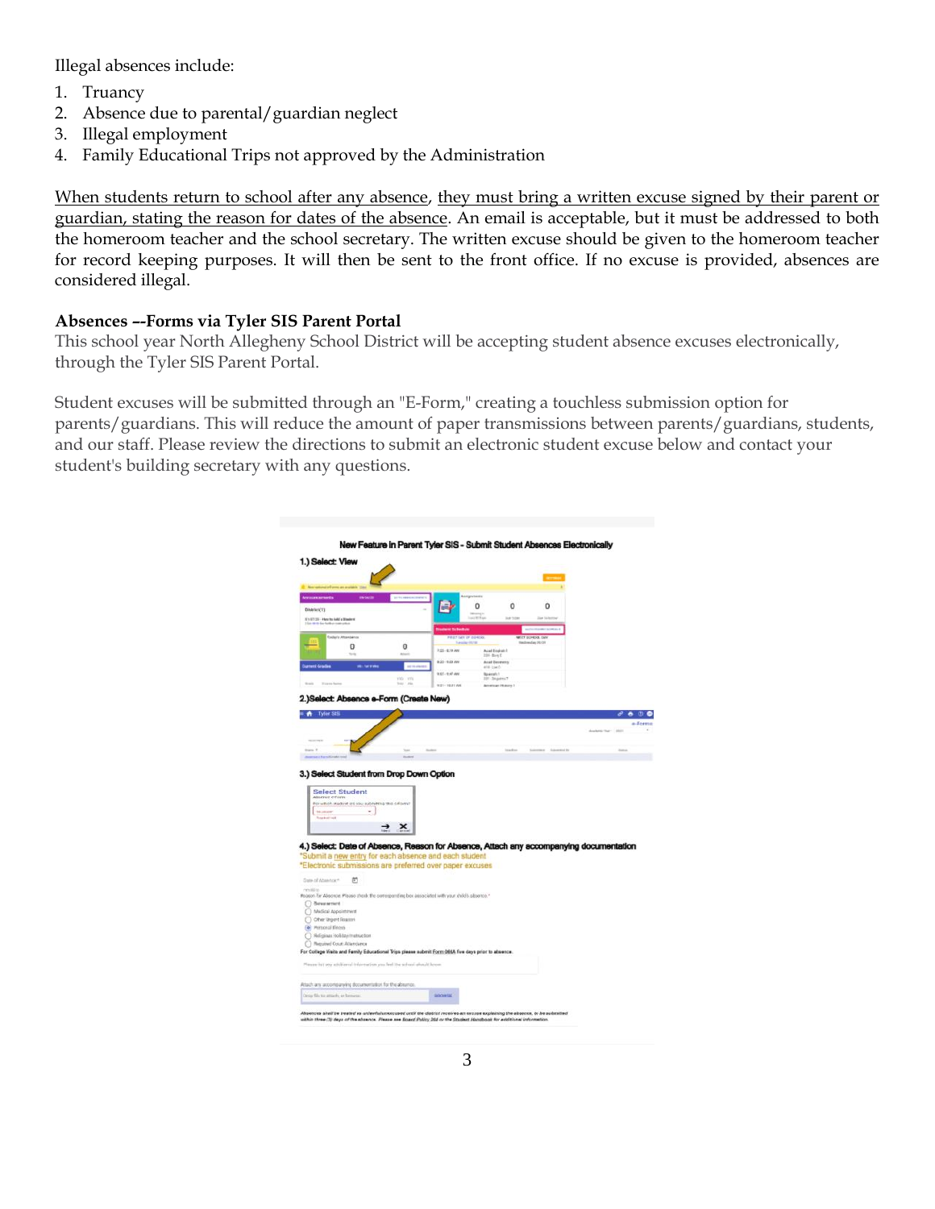Illegal absences include:

1. Truancy
2. Absence due to parental/guardian neglect
3. Illegal employment
4. Family Educational Trips not approved by the Administration

When students return to school after any absence, they must bring a written excuse signed by their parent or guardian, stating the reason for dates of the absence. An email is acceptable, but it must be addressed to both the homeroom teacher and the school secretary. The written excuse should be given to the homeroom teacher for record keeping purposes. It will then be sent to the front office. If no excuse is provided, absences are considered illegal.

**Absences –-Forms via Tyler SIS Parent Portal**

This school year North Allegheny School District will be accepting student absence excuses electronically, through the Tyler SIS Parent Portal.

Student excuses will be submitted through an "E-Form," creating a touchless submission option for parents/guardians. This will reduce the amount of paper transmissions between parents/guardians, students, and our staff. Please review the directions to submit an electronic student excuse below and contact your student's building secretary with any questions.

**New Feature in Parent Tyler SIS - Submit Student Absences Electronically**

1.) Select: View

2.) Select: Absence e-Form (Create New)

3.) Select Student from Drop Down Option

4.) Select: Date of Absence, Reason for Absence, Attach any accompanying documentation

*Submit a new entry for each absence and each student

*Electronic submissions are preferred over paper excuses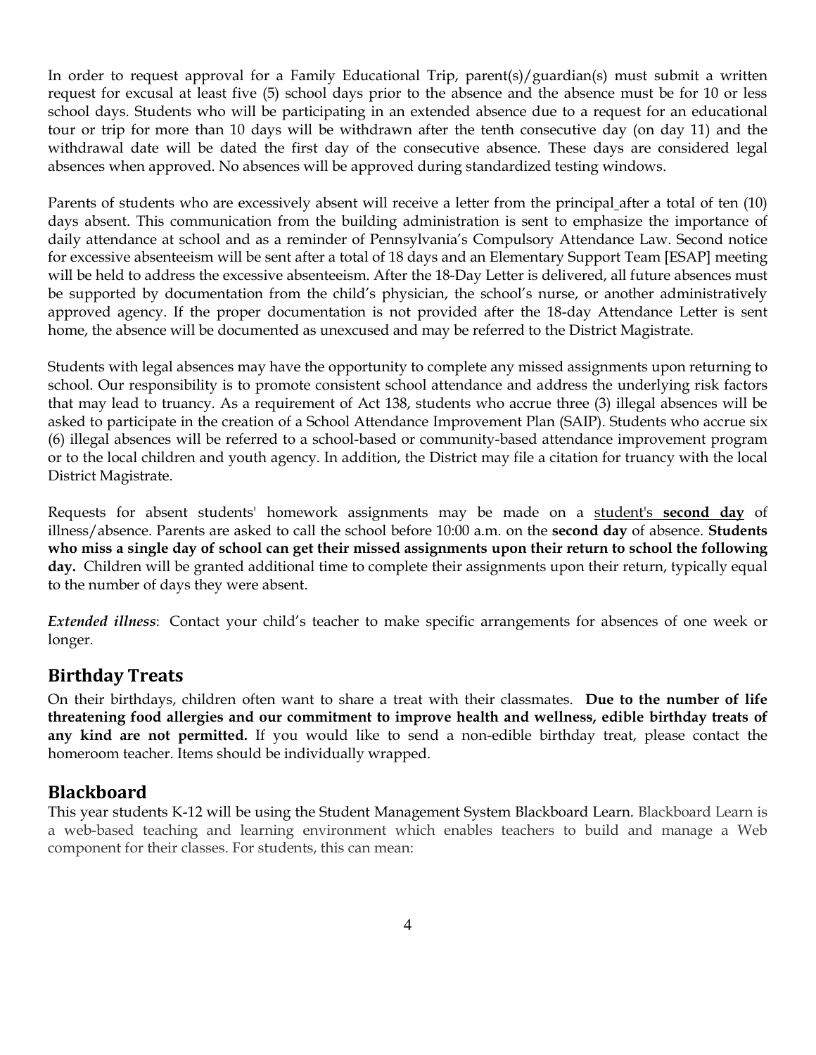In order to request approval for a Family Educational Trip, parent(s)/guardian(s) must submit a written request for excusal at least five (5) school days prior to the absence and the absence must be for 10 or less school days. Students who will be participating in an extended absence due to a request for an educational tour or trip for more than 10 days will be withdrawn after the tenth consecutive day (on day 11) and the withdrawal date will be dated the first day of the consecutive absence. These days are considered legal absences when approved. No absences will be approved during standardized testing windows.

Parents of students who are excessively absent will receive a letter from the principal after a total of ten (10) days absent. This communication from the building administration is sent to emphasize the importance of daily attendance at school and as a reminder of Pennsylvania's Compulsory Attendance Law. Second notice for excessive absenteeism will be sent after a total of 18 days and an Elementary Support Team [ESAP] meeting will be held to address the excessive absenteeism. After the 18-Day Letter is delivered, all future absences must be supported by documentation from the child's physician, the school's nurse, or another administratively approved agency. If the proper documentation is not provided after the 18-day Attendance Letter is sent home, the absence will be documented as unexcused and may be referred to the District Magistrate.

Students with legal absences may have the opportunity to complete any missed assignments upon returning to school. Our responsibility is to promote consistent school attendance and address the underlying risk factors that may lead to truancy. As a requirement of Act 138, students who accrue three (3) illegal absences will be asked to participate in the creation of a School Attendance Improvement Plan (SAIP). Students who accrue six (6) illegal absences will be referred to a school-based or community-based attendance improvement program or to the local children and youth agency. In addition, the District may file a citation for truancy with the local District Magistrate.

Requests for absent students' homework assignments may be made on a student's **second day** of illness/absence. Parents are asked to call the school before 10:00 a.m. on the **second day** of absence. **Students who miss a single day of school can get their missed assignments upon their return to school the following day.** Children will be granted additional time to complete their assignments upon their return, typically equal to the number of days they were absent.

***Extended illness***: Contact your child's teacher to make specific arrangements for absences of one week or longer.

## Birthday Treats

On their birthdays, children often want to share a treat with their classmates. **Due to the number of life threatening food allergies and our commitment to improve health and wellness, edible birthday treats of any kind are not permitted.** If you would like to send a non-edible birthday treat, please contact the homeroom teacher. Items should be individually wrapped.

## Blackboard

This year students K-12 will be using the Student Management System Blackboard Learn. Blackboard Learn is a web-based teaching and learning environment which enables teachers to build and manage a Web component for their classes. For students, this can mean: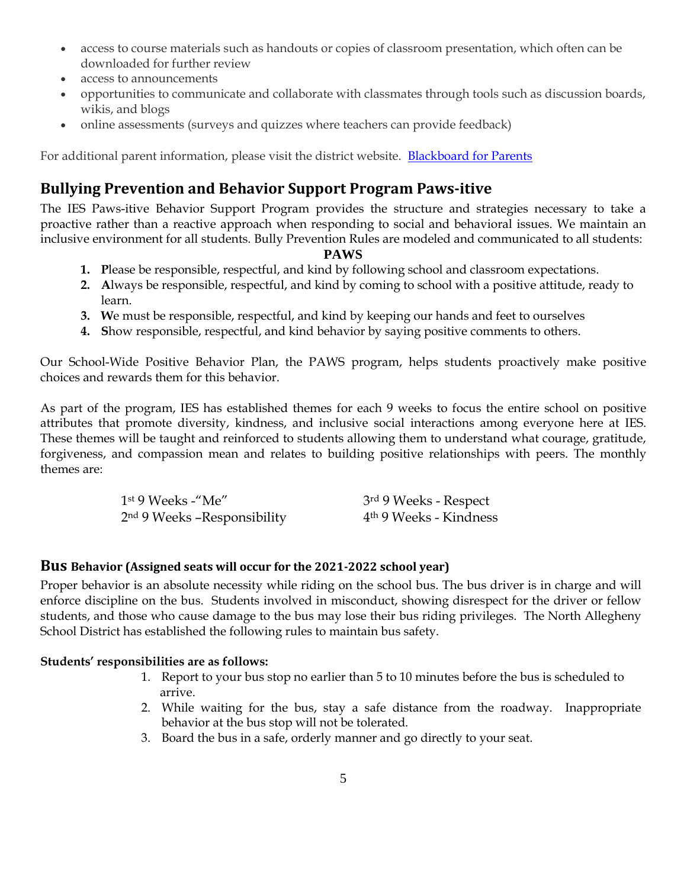- access to course materials such as handouts or copies of classroom presentation, which often can be downloaded for further review
- access to announcements
- opportunities to communicate and collaborate with classmates through tools such as discussion boards, wikis, and blogs
- online assessments (surveys and quizzes where teachers can provide feedback)

For additional parent information, please visit the district website. [Blackboard for Parents]

## Bullying Prevention and Behavior Support Program Paws-itive

The IES Paws-itive Behavior Support Program provides the structure and strategies necessary to take a proactive rather than a reactive approach when responding to social and behavioral issues. We maintain an inclusive environment for all students. Bully Prevention Rules are modeled and communicated to all students:

**PAWS**

1. **P**lease be responsible, respectful, and kind by following school and classroom expectations.
2. **A**lways be responsible, respectful, and kind by coming to school with a positive attitude, ready to learn.
3. **W**e must be responsible, respectful, and kind by keeping our hands and feet to ourselves
4. **S**how responsible, respectful, and kind behavior by saying positive comments to others.

Our School-Wide Positive Behavior Plan, the PAWS program, helps students proactively make positive choices and rewards them for this behavior.

As part of the program, IES has established themes for each 9 weeks to focus the entire school on positive attributes that promote diversity, kindness, and inclusive social interactions among everyone here at IES. These themes will be taught and reinforced to students allowing them to understand what courage, gratitude, forgiveness, and compassion mean and relates to building positive relationships with peers. The monthly themes are:

1st 9 Weeks -"Me"
2nd 9 Weeks –Responsibility
3rd 9 Weeks - Respect
4th 9 Weeks - Kindness

## Bus Behavior (Assigned seats will occur for the 2021-2022 school year)

Proper behavior is an absolute necessity while riding on the school bus. The bus driver is in charge and will enforce discipline on the bus. Students involved in misconduct, showing disrespect for the driver or fellow students, and those who cause damage to the bus may lose their bus riding privileges. The North Allegheny School District has established the following rules to maintain bus safety.

**Students' responsibilities are as follows:**

1. Report to your bus stop no earlier than 5 to 10 minutes before the bus is scheduled to arrive.
2. While waiting for the bus, stay a safe distance from the roadway. Inappropriate behavior at the bus stop will not be tolerated.
3. Board the bus in a safe, orderly manner and go directly to your seat.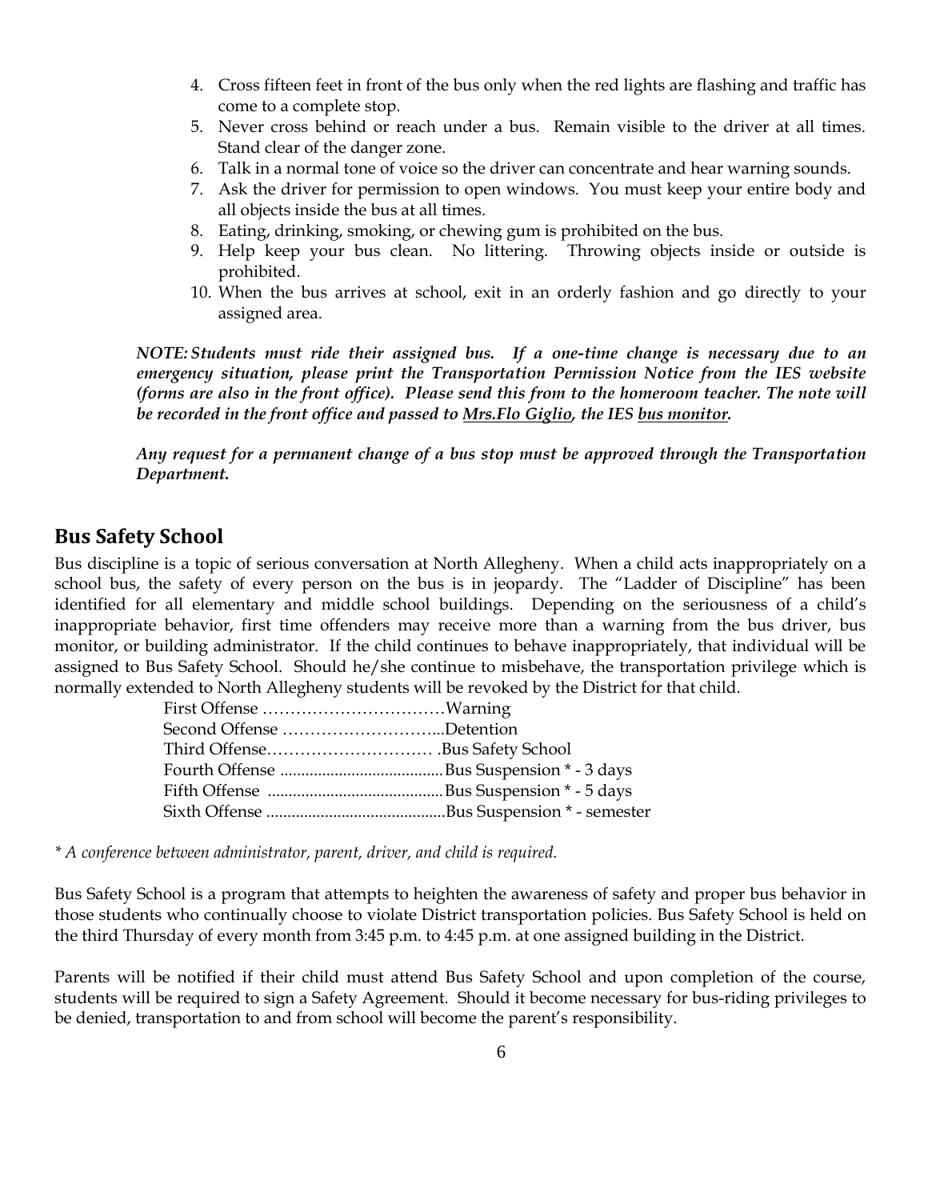4. Cross fifteen feet in front of the bus only when the red lights are flashing and traffic has come to a complete stop.
5. Never cross behind or reach under a bus. Remain visible to the driver at all times. Stand clear of the danger zone.
6. Talk in a normal tone of voice so the driver can concentrate and hear warning sounds.
7. Ask the driver for permission to open windows. You must keep your entire body and all objects inside the bus at all times.
8. Eating, drinking, smoking, or chewing gum is prohibited on the bus.
9. Help keep your bus clean. No littering. Throwing objects inside or outside is prohibited.
10. When the bus arrives at school, exit in an orderly fashion and go directly to your assigned area.

***NOTE:** Students must ride their assigned bus. If a one-time change is necessary due to an emergency situation, please print the Transportation Permission Notice from the IES website (forms are also in the front office). Please send this from to the homeroom teacher. The note will be recorded in the front office and passed to Mrs.Flo Giglio, the IES bus monitor.*

***Any request for a permanent change of a bus stop must be approved through the Transportation Department.***

## Bus Safety School

Bus discipline is a topic of serious conversation at North Allegheny. When a child acts inappropriately on a school bus, the safety of every person on the bus is in jeopardy. The "Ladder of Discipline" has been identified for all elementary and middle school buildings. Depending on the seriousness of a child's inappropriate behavior, first time offenders may receive more than a warning from the bus driver, bus monitor, or building administrator. If the child continues to behave inappropriately, that individual will be assigned to Bus Safety School. Should he/she continue to misbehave, the transportation privilege which is normally extended to North Allegheny students will be revoked by the District for that child.

First Offense ……………………………Warning
Second Offense ………………………...Detention
Third Offense………………………… .Bus Safety School
Fourth Offense ......................................Bus Suspension * - 3 days
Fifth Offense .........................................Bus Suspension * - 5 days
Sixth Offense ..........................................Bus Suspension * - semester

*\* A conference between administrator, parent, driver, and child is required.*

Bus Safety School is a program that attempts to heighten the awareness of safety and proper bus behavior in those students who continually choose to violate District transportation policies. Bus Safety School is held on the third Thursday of every month from 3:45 p.m. to 4:45 p.m. at one assigned building in the District.

Parents will be notified if their child must attend Bus Safety School and upon completion of the course, students will be required to sign a Safety Agreement. Should it become necessary for bus-riding privileges to be denied, transportation to and from school will become the parent's responsibility.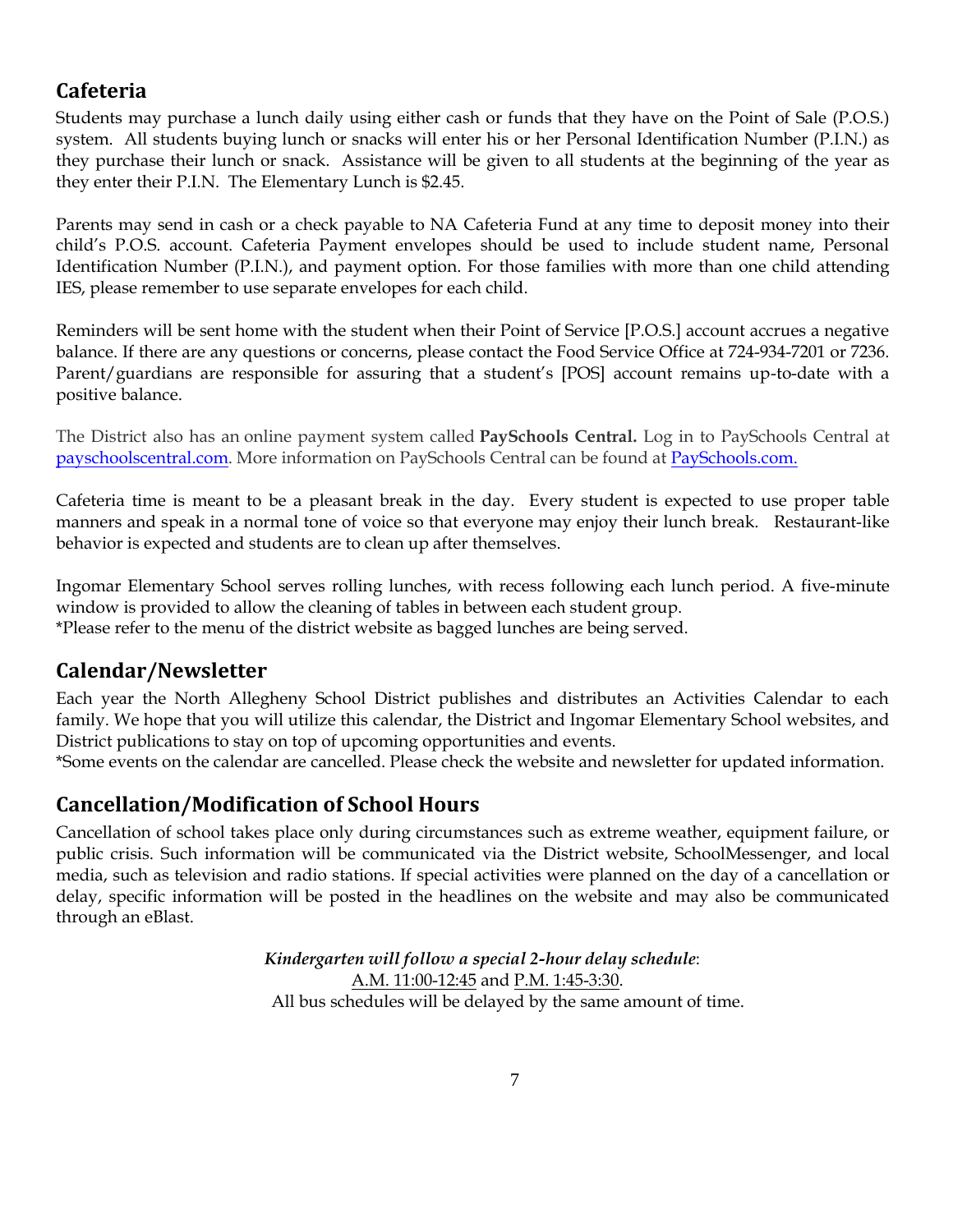## Cafeteria

Students may purchase a lunch daily using either cash or funds that they have on the Point of Sale (P.O.S.) system. All students buying lunch or snacks will enter his or her Personal Identification Number (P.I.N.) as they purchase their lunch or snack. Assistance will be given to all students at the beginning of the year as they enter their P.I.N. The Elementary Lunch is $2.45.

Parents may send in cash or a check payable to NA Cafeteria Fund at any time to deposit money into their child's P.O.S. account. Cafeteria Payment envelopes should be used to include student name, Personal Identification Number (P.I.N.), and payment option. For those families with more than one child attending IES, please remember to use separate envelopes for each child.

Reminders will be sent home with the student when their Point of Service [P.O.S.] account accrues a negative balance. If there are any questions or concerns, please contact the Food Service Office at 724-934-7201 or 7236. Parent/guardians are responsible for assuring that a student's [POS] account remains up-to-date with a positive balance.

The District also has an online payment system called **PaySchools Central.** Log in to PaySchools Central at payschoolscentral.com. More information on PaySchools Central can be found at PaySchools.com.

Cafeteria time is meant to be a pleasant break in the day. Every student is expected to use proper table manners and speak in a normal tone of voice so that everyone may enjoy their lunch break. Restaurant-like behavior is expected and students are to clean up after themselves.

Ingomar Elementary School serves rolling lunches, with recess following each lunch period. A five-minute window is provided to allow the cleaning of tables in between each student group.
*Please refer to the menu of the district website as bagged lunches are being served.

## Calendar/Newsletter

Each year the North Allegheny School District publishes and distributes an Activities Calendar to each family. We hope that you will utilize this calendar, the District and Ingomar Elementary School websites, and District publications to stay on top of upcoming opportunities and events.
*Some events on the calendar are cancelled. Please check the website and newsletter for updated information.

## Cancellation/Modification of School Hours

Cancellation of school takes place only during circumstances such as extreme weather, equipment failure, or public crisis. Such information will be communicated via the District website, SchoolMessenger, and local media, such as television and radio stations. If special activities were planned on the day of a cancellation or delay, specific information will be posted in the headlines on the website and may also be communicated through an eBlast.

***Kindergarten will follow a special 2-hour delay schedule***:
A.M. 11:00-12:45 and P.M. 1:45-3:30.
All bus schedules will be delayed by the same amount of time.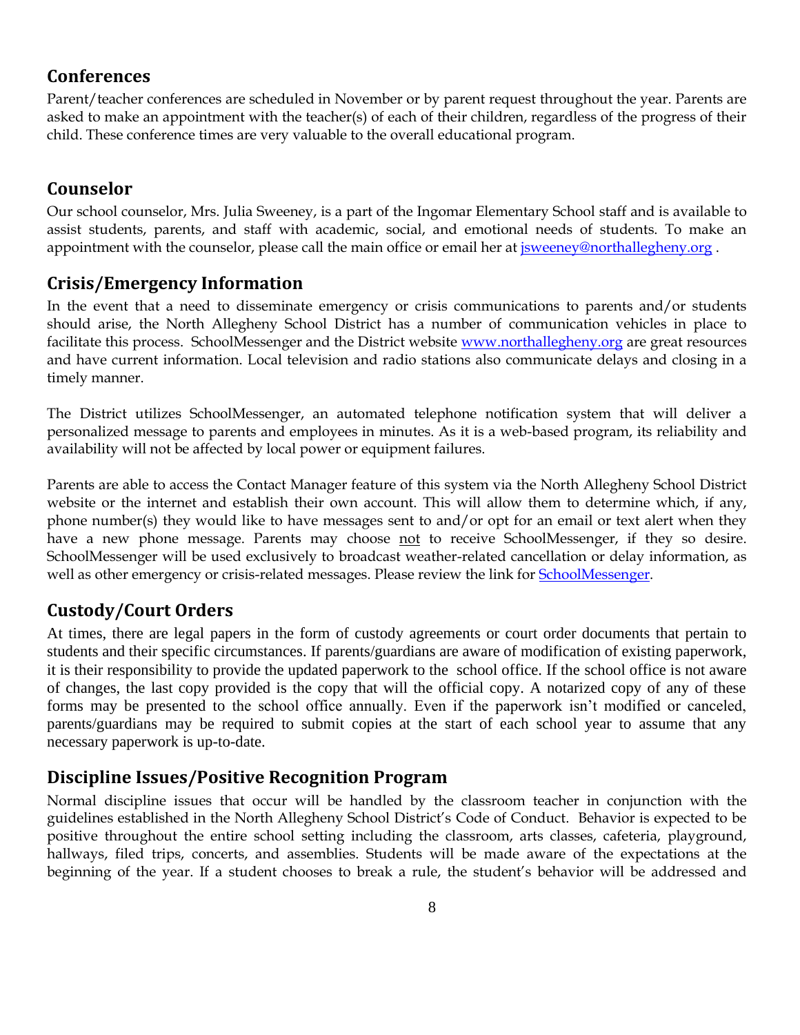## Conferences

Parent/teacher conferences are scheduled in November or by parent request throughout the year. Parents are asked to make an appointment with the teacher(s) of each of their children, regardless of the progress of their child. These conference times are very valuable to the overall educational program.

## Counselor

Our school counselor, Mrs. Julia Sweeney, is a part of the Ingomar Elementary School staff and is available to assist students, parents, and staff with academic, social, and emotional needs of students. To make an appointment with the counselor, please call the main office or email her at [jsweeney@northallegheny.org](mailto:jsweeney@northallegheny.org) .

## Crisis/Emergency Information

In the event that a need to disseminate emergency or crisis communications to parents and/or students should arise, the North Allegheny School District has a number of communication vehicles in place to facilitate this process. SchoolMessenger and the District website [www.northallegheny.org](http://www.northallegheny.org) are great resources and have current information. Local television and radio stations also communicate delays and closing in a timely manner.

The District utilizes SchoolMessenger, an automated telephone notification system that will deliver a personalized message to parents and employees in minutes. As it is a web-based program, its reliability and availability will not be affected by local power or equipment failures.

Parents are able to access the Contact Manager feature of this system via the North Allegheny School District website or the internet and establish their own account. This will allow them to determine which, if any, phone number(s) they would like to have messages sent to and/or opt for an email or text alert when they have a new phone message. Parents may choose <u>not</u> to receive SchoolMessenger, if they so desire. SchoolMessenger will be used exclusively to broadcast weather-related cancellation or delay information, as well as other emergency or crisis-related messages. Please review the link for SchoolMessenger.

## Custody/Court Orders

At times, there are legal papers in the form of custody agreements or court order documents that pertain to students and their specific circumstances. If parents/guardians are aware of modification of existing paperwork, it is their responsibility to provide the updated paperwork to the school office. If the school office is not aware of changes, the last copy provided is the copy that will the official copy. A notarized copy of any of these forms may be presented to the school office annually. Even if the paperwork isn't modified or canceled, parents/guardians may be required to submit copies at the start of each school year to assume that any necessary paperwork is up-to-date.

## Discipline Issues/Positive Recognition Program

Normal discipline issues that occur will be handled by the classroom teacher in conjunction with the guidelines established in the North Allegheny School District's Code of Conduct. Behavior is expected to be positive throughout the entire school setting including the classroom, arts classes, cafeteria, playground, hallways, filed trips, concerts, and assemblies. Students will be made aware of the expectations at the beginning of the year. If a student chooses to break a rule, the student's behavior will be addressed and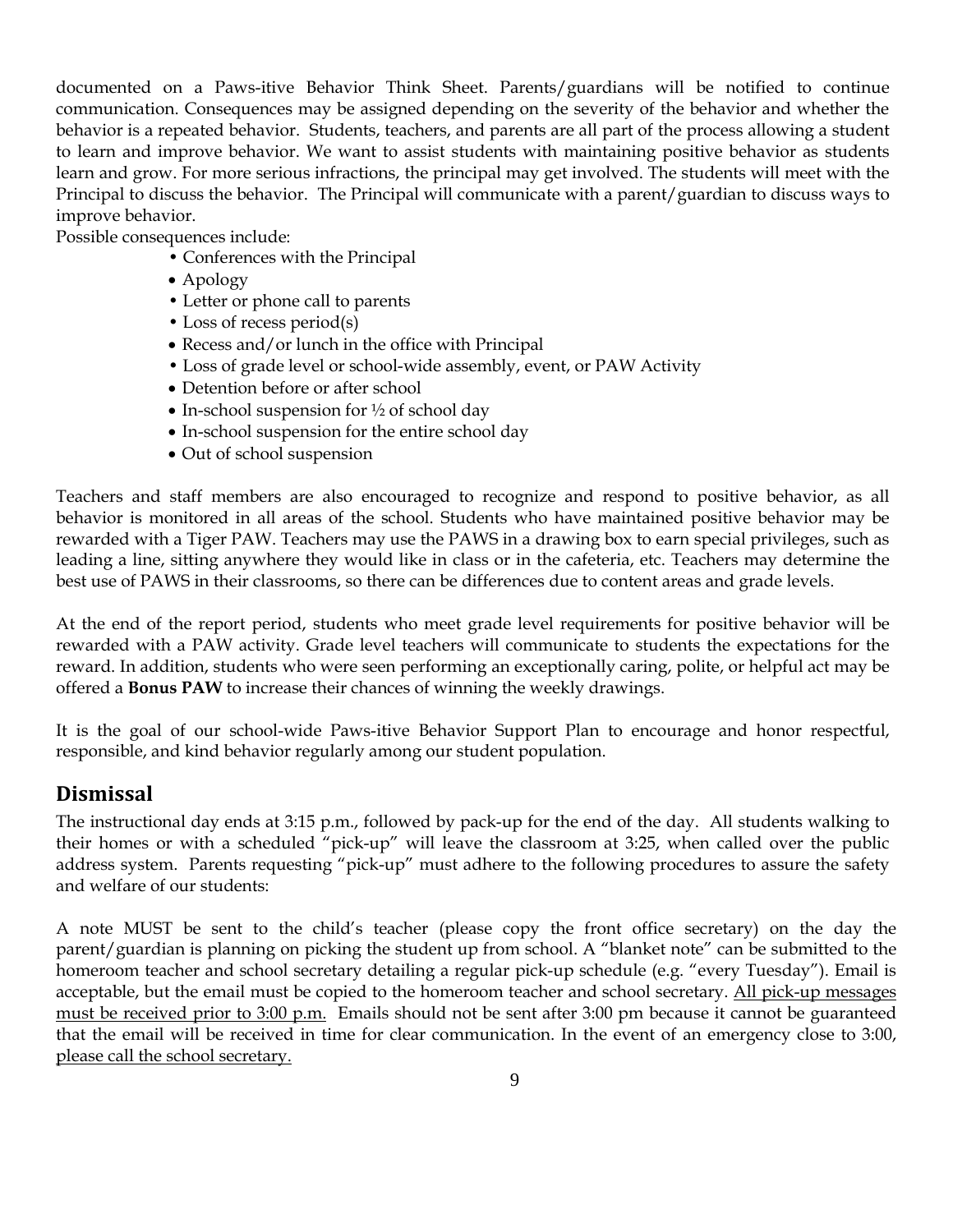documented on a Paws-itive Behavior Think Sheet. Parents/guardians will be notified to continue communication. Consequences may be assigned depending on the severity of the behavior and whether the behavior is a repeated behavior. Students, teachers, and parents are all part of the process allowing a student to learn and improve behavior. We want to assist students with maintaining positive behavior as students learn and grow. For more serious infractions, the principal may get involved. The students will meet with the Principal to discuss the behavior. The Principal will communicate with a parent/guardian to discuss ways to improve behavior.

Possible consequences include:

- Conferences with the Principal
- Apology
- Letter or phone call to parents
- Loss of recess period(s)
- Recess and/or lunch in the office with Principal
- Loss of grade level or school-wide assembly, event, or PAW Activity
- Detention before or after school
- In-school suspension for ½ of school day
- In-school suspension for the entire school day
- Out of school suspension

Teachers and staff members are also encouraged to recognize and respond to positive behavior, as all behavior is monitored in all areas of the school. Students who have maintained positive behavior may be rewarded with a Tiger PAW. Teachers may use the PAWS in a drawing box to earn special privileges, such as leading a line, sitting anywhere they would like in class or in the cafeteria, etc. Teachers may determine the best use of PAWS in their classrooms, so there can be differences due to content areas and grade levels.

At the end of the report period, students who meet grade level requirements for positive behavior will be rewarded with a PAW activity. Grade level teachers will communicate to students the expectations for the reward. In addition, students who were seen performing an exceptionally caring, polite, or helpful act may be offered a **Bonus PAW** to increase their chances of winning the weekly drawings.

It is the goal of our school-wide Paws-itive Behavior Support Plan to encourage and honor respectful, responsible, and kind behavior regularly among our student population.

## Dismissal

The instructional day ends at 3:15 p.m., followed by pack-up for the end of the day. All students walking to their homes or with a scheduled "pick-up" will leave the classroom at 3:25, when called over the public address system. Parents requesting "pick-up" must adhere to the following procedures to assure the safety and welfare of our students:

A note MUST be sent to the child's teacher (please copy the front office secretary) on the day the parent/guardian is planning on picking the student up from school. A "blanket note" can be submitted to the homeroom teacher and school secretary detailing a regular pick-up schedule (e.g. "every Tuesday"). Email is acceptable, but the email must be copied to the homeroom teacher and school secretary. All pick-up messages must be received prior to 3:00 p.m. Emails should not be sent after 3:00 pm because it cannot be guaranteed that the email will be received in time for clear communication. In the event of an emergency close to 3:00, please call the school secretary.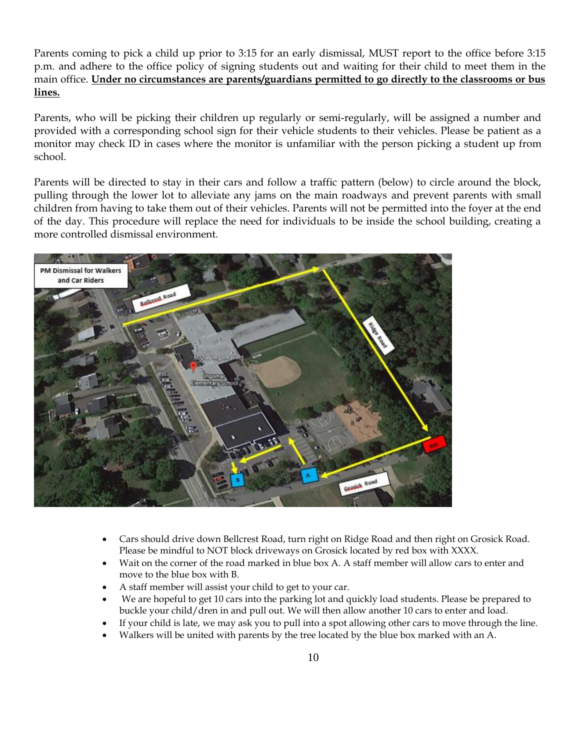Parents coming to pick a child up prior to 3:15 for an early dismissal, MUST report to the office before 3:15 p.m. and adhere to the office policy of signing students out and waiting for their child to meet them in the main office. **Under no circumstances are parents/guardians permitted to go directly to the classrooms or bus lines.**

Parents, who will be picking their children up regularly or semi-regularly, will be assigned a number and provided with a corresponding school sign for their vehicle students to their vehicles. Please be patient as a monitor may check ID in cases where the monitor is unfamiliar with the person picking a student up from school.

Parents will be directed to stay in their cars and follow a traffic pattern (below) to circle around the block, pulling through the lower lot to alleviate any jams on the main roadways and prevent parents with small children from having to take them out of their vehicles. Parents will not be permitted into the foyer at the end of the day. This procedure will replace the need for individuals to be inside the school building, creating a more controlled dismissal environment.

- Cars should drive down Bellcrest Road, turn right on Ridge Road and then right on Grosick Road. Please be mindful to NOT block driveways on Grosick located by red box with XXXX.
- Wait on the corner of the road marked in blue box A. A staff member will allow cars to enter and move to the blue box with B.
- A staff member will assist your child to get to your car.
- We are hopeful to get 10 cars into the parking lot and quickly load students. Please be prepared to buckle your child/dren in and pull out. We will then allow another 10 cars to enter and load.
- If your child is late, we may ask you to pull into a spot allowing other cars to move through the line.
- Walkers will be united with parents by the tree located by the blue box marked with an A.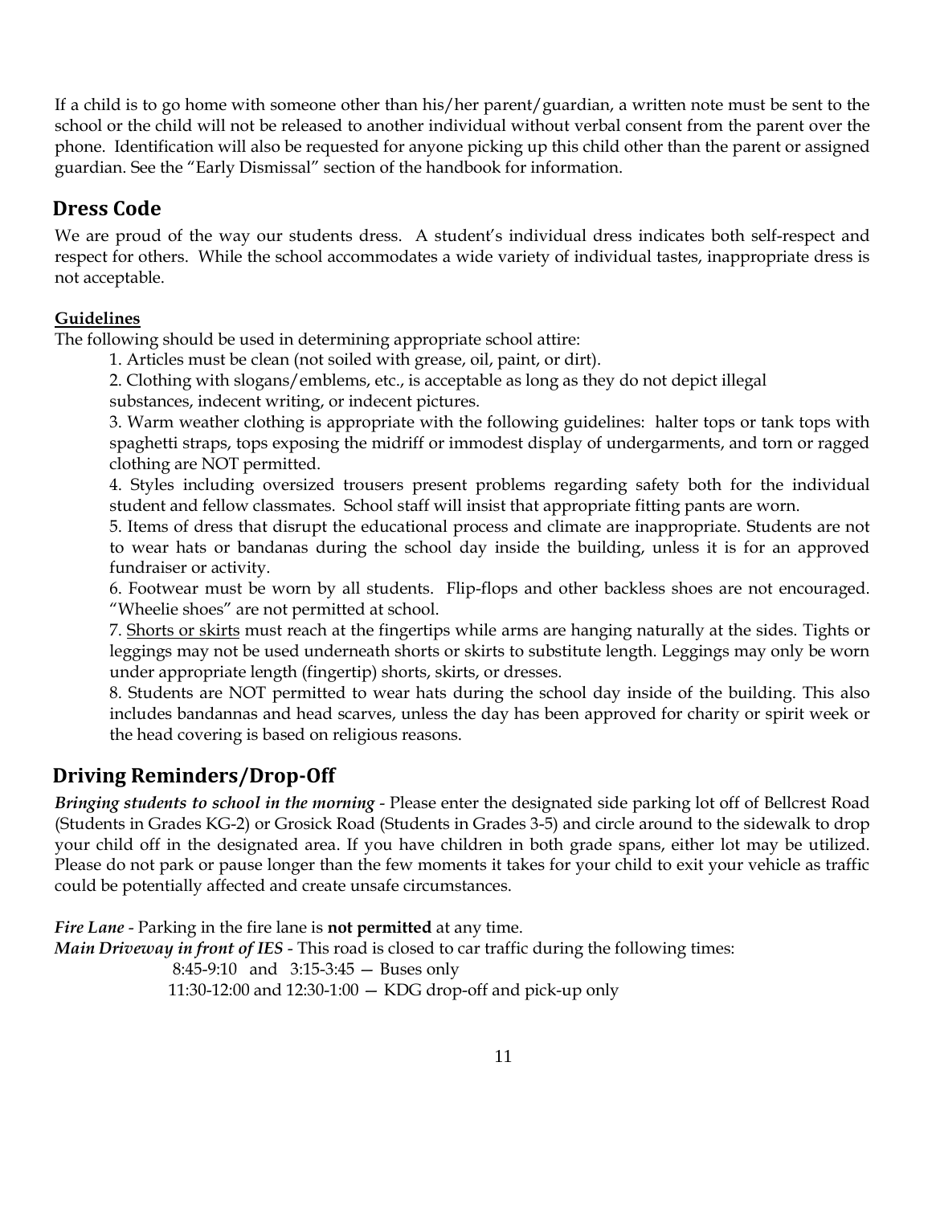If a child is to go home with someone other than his/her parent/guardian, a written note must be sent to the school or the child will not be released to another individual without verbal consent from the parent over the phone. Identification will also be requested for anyone picking up this child other than the parent or assigned guardian. See the "Early Dismissal" section of the handbook for information.

## Dress Code

We are proud of the way our students dress. A student's individual dress indicates both self-respect and respect for others. While the school accommodates a wide variety of individual tastes, inappropriate dress is not acceptable.

**Guidelines**

The following should be used in determining appropriate school attire:

1. Articles must be clean (not soiled with grease, oil, paint, or dirt).
2. Clothing with slogans/emblems, etc., is acceptable as long as they do not depict illegal substances, indecent writing, or indecent pictures.
3. Warm weather clothing is appropriate with the following guidelines: halter tops or tank tops with spaghetti straps, tops exposing the midriff or immodest display of undergarments, and torn or ragged clothing are NOT permitted.
4. Styles including oversized trousers present problems regarding safety both for the individual student and fellow classmates. School staff will insist that appropriate fitting pants are worn.
5. Items of dress that disrupt the educational process and climate are inappropriate. Students are not to wear hats or bandanas during the school day inside the building, unless it is for an approved fundraiser or activity.
6. Footwear must be worn by all students. Flip-flops and other backless shoes are not encouraged. "Wheelie shoes" are not permitted at school.
7. Shorts or skirts must reach at the fingertips while arms are hanging naturally at the sides. Tights or leggings may not be used underneath shorts or skirts to substitute length. Leggings may only be worn under appropriate length (fingertip) shorts, skirts, or dresses.
8. Students are NOT permitted to wear hats during the school day inside of the building. This also includes bandannas and head scarves, unless the day has been approved for charity or spirit week or the head covering is based on religious reasons.

## Driving Reminders/Drop-Off

***Bringing students to school in the morning*** - Please enter the designated side parking lot off of Bellcrest Road (Students in Grades KG-2) or Grosick Road (Students in Grades 3-5) and circle around to the sidewalk to drop your child off in the designated area. If you have children in both grade spans, either lot may be utilized. Please do not park or pause longer than the few moments it takes for your child to exit your vehicle as traffic could be potentially affected and create unsafe circumstances.

***Fire Lane*** - Parking in the fire lane is **not permitted** at any time.

***Main Driveway in front of IES*** - This road is closed to car traffic during the following times:

8:45-9:10 and 3:15-3:45 — Buses only

11:30-12:00 and 12:30-1:00 — KDG drop-off and pick-up only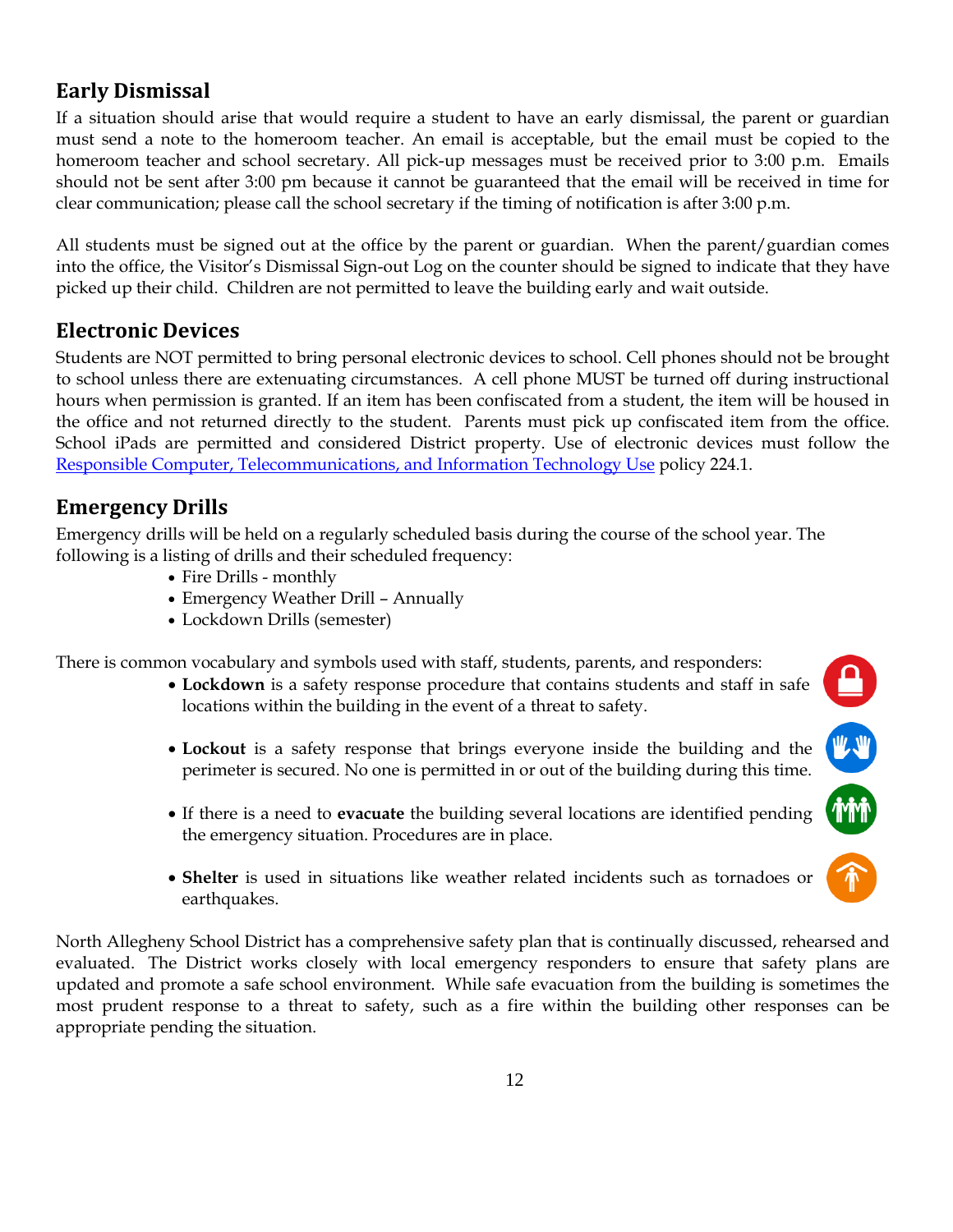## Early Dismissal

If a situation should arise that would require a student to have an early dismissal, the parent or guardian must send a note to the homeroom teacher. An email is acceptable, but the email must be copied to the homeroom teacher and school secretary. All pick-up messages must be received prior to 3:00 p.m. Emails should not be sent after 3:00 pm because it cannot be guaranteed that the email will be received in time for clear communication; please call the school secretary if the timing of notification is after 3:00 p.m.

All students must be signed out at the office by the parent or guardian. When the parent/guardian comes into the office, the Visitor's Dismissal Sign-out Log on the counter should be signed to indicate that they have picked up their child. Children are not permitted to leave the building early and wait outside.

## Electronic Devices

Students are NOT permitted to bring personal electronic devices to school. Cell phones should not be brought to school unless there are extenuating circumstances. A cell phone MUST be turned off during instructional hours when permission is granted. If an item has been confiscated from a student, the item will be housed in the office and not returned directly to the student. Parents must pick up confiscated item from the office. School iPads are permitted and considered District property. Use of electronic devices must follow the Responsible Computer, Telecommunications, and Information Technology Use policy 224.1.

## Emergency Drills

Emergency drills will be held on a regularly scheduled basis during the course of the school year. The following is a listing of drills and their scheduled frequency:

- Fire Drills - monthly
- Emergency Weather Drill – Annually
- Lockdown Drills (semester)

There is common vocabulary and symbols used with staff, students, parents, and responders:

- **Lockdown** is a safety response procedure that contains students and staff in safe locations within the building in the event of a threat to safety.
- **Lockout** is a safety response that brings everyone inside the building and the perimeter is secured. No one is permitted in or out of the building during this time.
- If there is a need to **evacuate** the building several locations are identified pending the emergency situation. Procedures are in place.
- **Shelter** is used in situations like weather related incidents such as tornadoes or earthquakes.

North Allegheny School District has a comprehensive safety plan that is continually discussed, rehearsed and evaluated. The District works closely with local emergency responders to ensure that safety plans are updated and promote a safe school environment. While safe evacuation from the building is sometimes the most prudent response to a threat to safety, such as a fire within the building other responses can be appropriate pending the situation.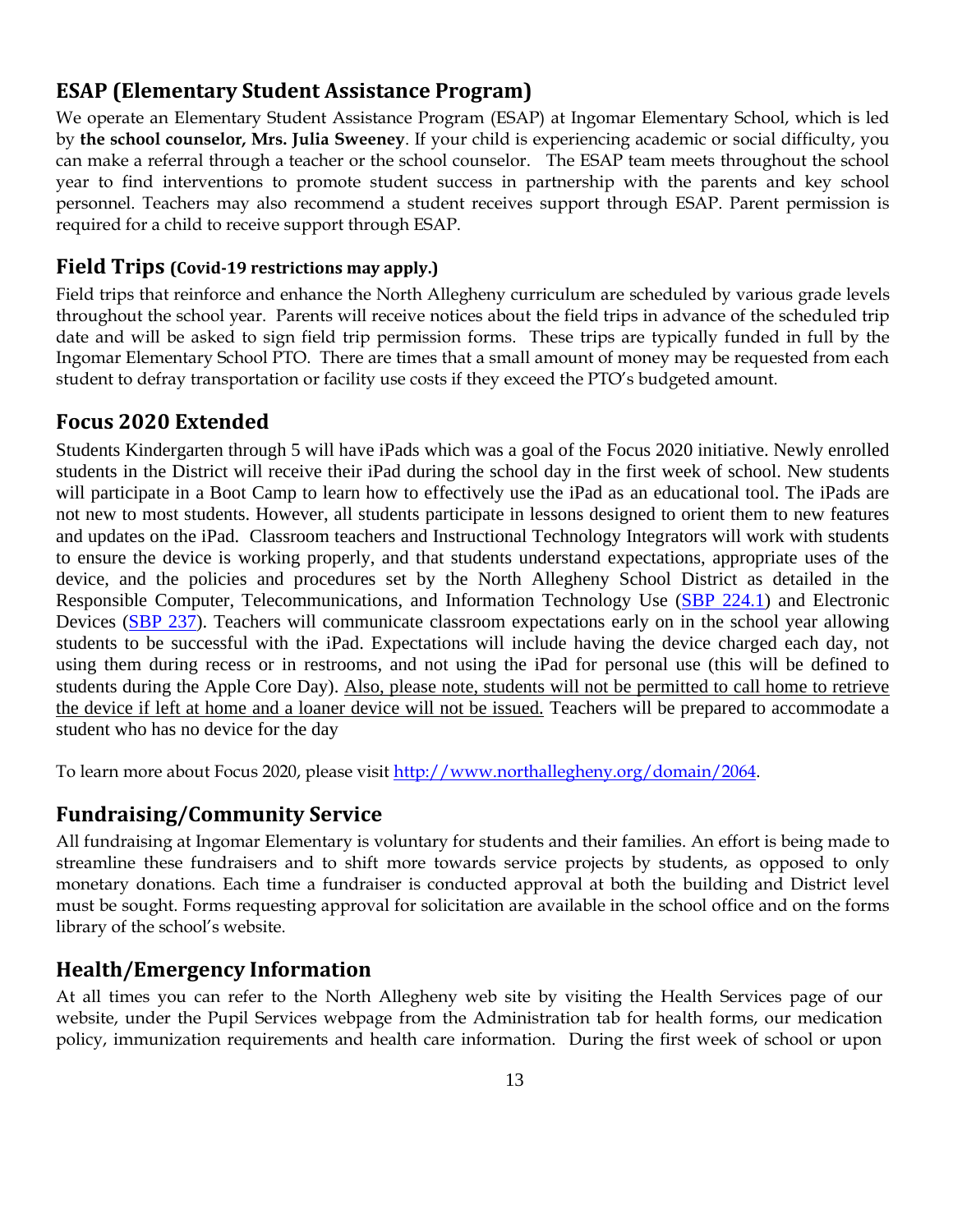## ESAP (Elementary Student Assistance Program)

We operate an Elementary Student Assistance Program (ESAP) at Ingomar Elementary School, which is led by **the school counselor, Mrs. Julia Sweeney**. If your child is experiencing academic or social difficulty, you can make a referral through a teacher or the school counselor. The ESAP team meets throughout the school year to find interventions to promote student success in partnership with the parents and key school personnel. Teachers may also recommend a student receives support through ESAP. Parent permission is required for a child to receive support through ESAP.

## Field Trips (Covid-19 restrictions may apply.)

Field trips that reinforce and enhance the North Allegheny curriculum are scheduled by various grade levels throughout the school year. Parents will receive notices about the field trips in advance of the scheduled trip date and will be asked to sign field trip permission forms. These trips are typically funded in full by the Ingomar Elementary School PTO. There are times that a small amount of money may be requested from each student to defray transportation or facility use costs if they exceed the PTO's budgeted amount.

## Focus 2020 Extended

Students Kindergarten through 5 will have iPads which was a goal of the Focus 2020 initiative. Newly enrolled students in the District will receive their iPad during the school day in the first week of school. New students will participate in a Boot Camp to learn how to effectively use the iPad as an educational tool. The iPads are not new to most students. However, all students participate in lessons designed to orient them to new features and updates on the iPad. Classroom teachers and Instructional Technology Integrators will work with students to ensure the device is working properly, and that students understand expectations, appropriate uses of the device, and the policies and procedures set by the North Allegheny School District as detailed in the Responsible Computer, Telecommunications, and Information Technology Use (SBP 224.1) and Electronic Devices (SBP 237). Teachers will communicate classroom expectations early on in the school year allowing students to be successful with the iPad. Expectations will include having the device charged each day, not using them during recess or in restrooms, and not using the iPad for personal use (this will be defined to students during the Apple Core Day). Also, please note, students will not be permitted to call home to retrieve the device if left at home and a loaner device will not be issued. Teachers will be prepared to accommodate a student who has no device for the day

To learn more about Focus 2020, please visit http://www.northallegheny.org/domain/2064.

## Fundraising/Community Service

All fundraising at Ingomar Elementary is voluntary for students and their families. An effort is being made to streamline these fundraisers and to shift more towards service projects by students, as opposed to only monetary donations. Each time a fundraiser is conducted approval at both the building and District level must be sought. Forms requesting approval for solicitation are available in the school office and on the forms library of the school's website.

## Health/Emergency Information

At all times you can refer to the North Allegheny web site by visiting the Health Services page of our website, under the Pupil Services webpage from the Administration tab for health forms, our medication policy, immunization requirements and health care information. During the first week of school or upon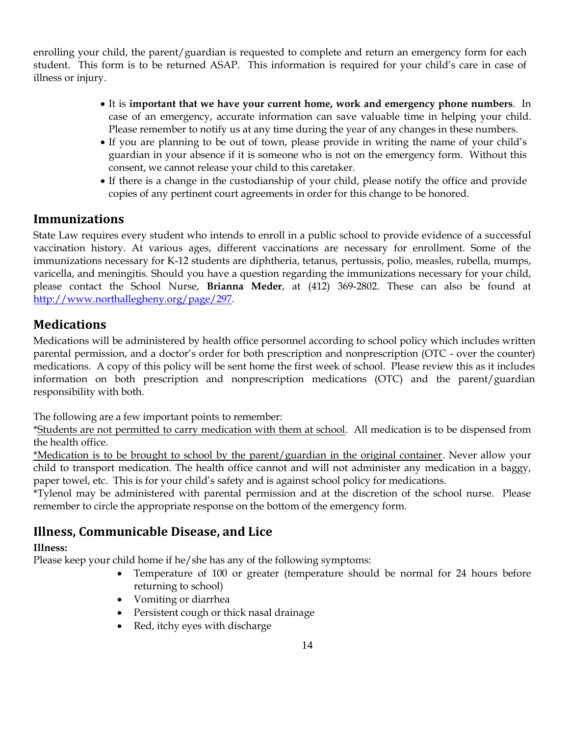enrolling your child, the parent/guardian is requested to complete and return an emergency form for each student. This form is to be returned ASAP. This information is required for your child's care in case of illness or injury.

- It is **important that we have your current home, work and emergency phone numbers**. In case of an emergency, accurate information can save valuable time in helping your child. Please remember to notify us at any time during the year of any changes in these numbers.
- If you are planning to be out of town, please provide in writing the name of your child's guardian in your absence if it is someone who is not on the emergency form. Without this consent, we cannot release your child to this caretaker.
- If there is a change in the custodianship of your child, please notify the office and provide copies of any pertinent court agreements in order for this change to be honored.

## Immunizations

State Law requires every student who intends to enroll in a public school to provide evidence of a successful vaccination history. At various ages, different vaccinations are necessary for enrollment. Some of the immunizations necessary for K-12 students are diphtheria, tetanus, pertussis, polio, measles, rubella, mumps, varicella, and meningitis. Should you have a question regarding the immunizations necessary for your child, please contact the School Nurse, **Brianna Meder**, at (412) 369-2802. These can also be found at [http://www.northallegheny.org/page/297](http://www.northallegheny.org/page/297).

## Medications

Medications will be administered by health office personnel according to school policy which includes written parental permission, and a doctor's order for both prescription and nonprescription (OTC - over the counter) medications. A copy of this policy will be sent home the first week of school. Please review this as it includes information on both prescription and nonprescription medications (OTC) and the parent/guardian responsibility with both.

The following are a few important points to remember:

*<u>Students are not permitted to carry medication with them at school</u>. All medication is to be dispensed from the health office.

<u>*Medication is to be brought to school by the parent/guardian in the original container</u>. Never allow your child to transport medication. The health office cannot and will not administer any medication in a baggy, paper towel, etc. This is for your child's safety and is against school policy for medications.

*Tylenol may be administered with parental permission and at the discretion of the school nurse. Please remember to circle the appropriate response on the bottom of the emergency form.

## Illness, Communicable Disease, and Lice

**Illness:**

Please keep your child home if he/she has any of the following symptoms:

- Temperature of 100 or greater (temperature should be normal for 24 hours before returning to school)
- Vomiting or diarrhea
- Persistent cough or thick nasal drainage
- Red, itchy eyes with discharge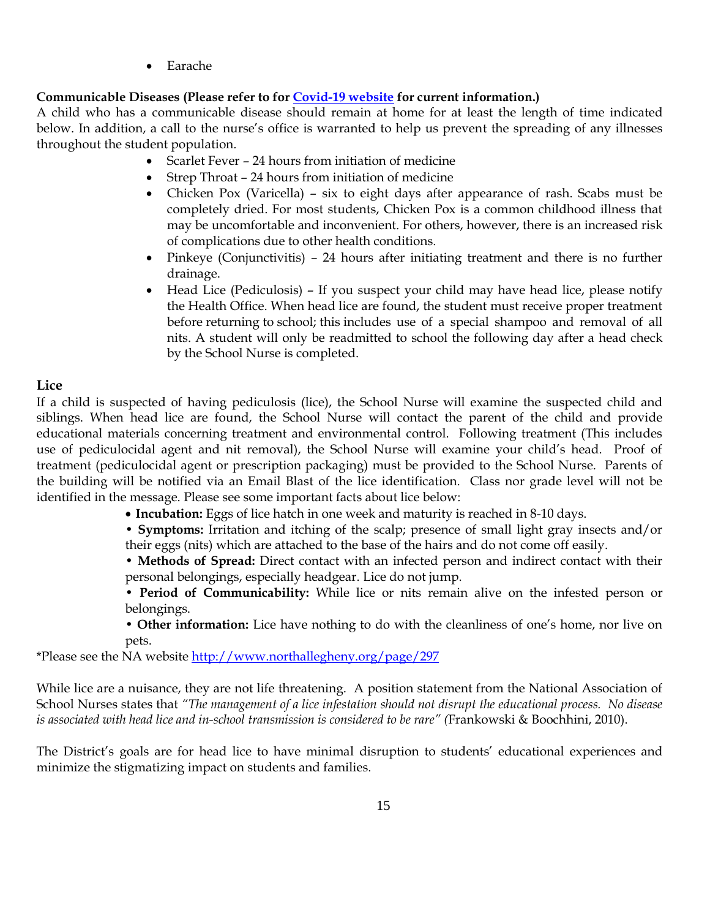- Earache

**Communicable Diseases (Please refer to for [Covid-19 website](#) for current information.)**

A child who has a communicable disease should remain at home for at least the length of time indicated below. In addition, a call to the nurse's office is warranted to help us prevent the spreading of any illnesses throughout the student population.

- Scarlet Fever – 24 hours from initiation of medicine
- Strep Throat – 24 hours from initiation of medicine
- Chicken Pox (Varicella) – six to eight days after appearance of rash. Scabs must be completely dried. For most students, Chicken Pox is a common childhood illness that may be uncomfortable and inconvenient. For others, however, there is an increased risk of complications due to other health conditions.
- Pinkeye (Conjunctivitis) – 24 hours after initiating treatment and there is no further drainage.
- Head Lice (Pediculosis) – If you suspect your child may have head lice, please notify the Health Office. When head lice are found, the student must receive proper treatment before returning to school; this includes use of a special shampoo and removal of all nits. A student will only be readmitted to school the following day after a head check by the School Nurse is completed.

## Lice

If a child is suspected of having pediculosis (lice), the School Nurse will examine the suspected child and siblings. When head lice are found, the School Nurse will contact the parent of the child and provide educational materials concerning treatment and environmental control. Following treatment (This includes use of pediculocidal agent and nit removal), the School Nurse will examine your child's head. Proof of treatment (pediculocidal agent or prescription packaging) must be provided to the School Nurse. Parents of the building will be notified via an Email Blast of the lice identification. Class nor grade level will not be identified in the message. Please see some important facts about lice below:

- **Incubation:** Eggs of lice hatch in one week and maturity is reached in 8-10 days.
- **Symptoms:** Irritation and itching of the scalp; presence of small light gray insects and/or their eggs (nits) which are attached to the base of the hairs and do not come off easily.
- **Methods of Spread:** Direct contact with an infected person and indirect contact with their personal belongings, especially headgear. Lice do not jump.
- **Period of Communicability:** While lice or nits remain alive on the infested person or belongings.
- **Other information:** Lice have nothing to do with the cleanliness of one's home, nor live on pets.

*Please see the NA website http://www.northallegheny.org/page/297

While lice are a nuisance, they are not life threatening. A position statement from the National Association of School Nurses states that *"The management of a lice infestation should not disrupt the educational process. No disease is associated with head lice and in-school transmission is considered to be rare"* (Frankowski & Boochhini, 2010).

The District's goals are for head lice to have minimal disruption to students' educational experiences and minimize the stigmatizing impact on students and families.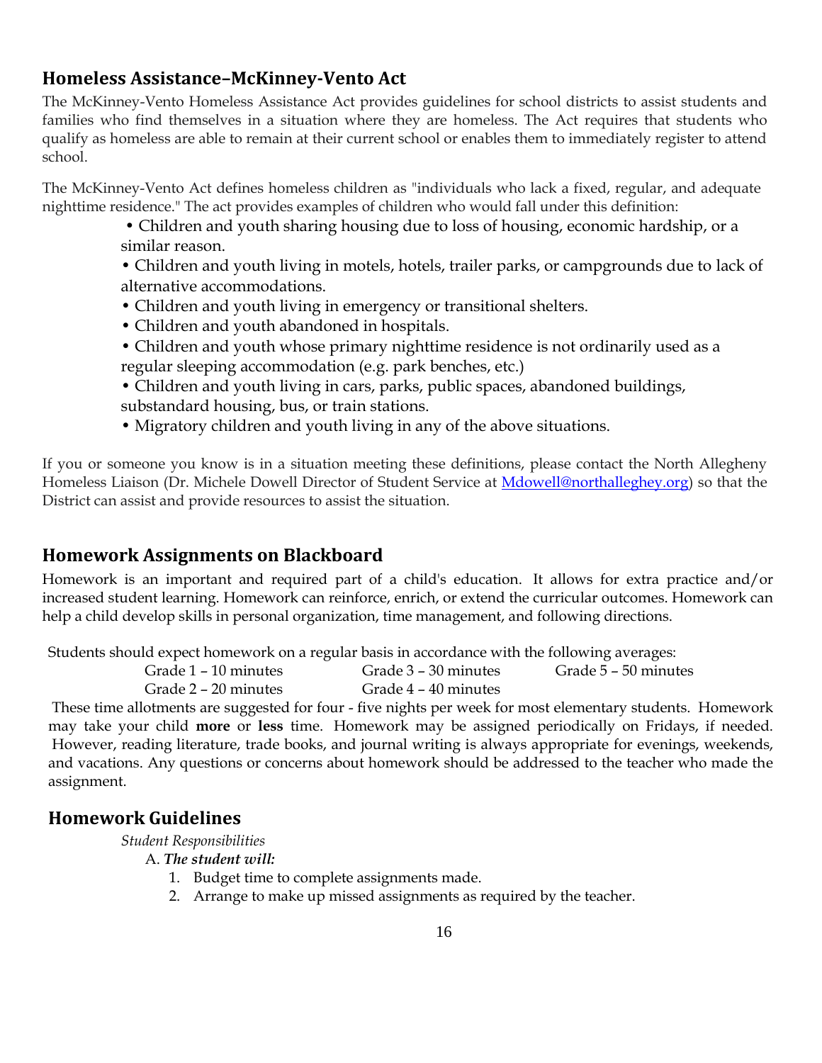## Homeless Assistance–McKinney-Vento Act

The McKinney-Vento Homeless Assistance Act provides guidelines for school districts to assist students and families who find themselves in a situation where they are homeless. The Act requires that students who qualify as homeless are able to remain at their current school or enables them to immediately register to attend school.

The McKinney-Vento Act defines homeless children as "individuals who lack a fixed, regular, and adequate nighttime residence." The act provides examples of children who would fall under this definition:

- Children and youth sharing housing due to loss of housing, economic hardship, or a similar reason.
- Children and youth living in motels, hotels, trailer parks, or campgrounds due to lack of alternative accommodations.
- Children and youth living in emergency or transitional shelters.
- Children and youth abandoned in hospitals.
- Children and youth whose primary nighttime residence is not ordinarily used as a regular sleeping accommodation (e.g. park benches, etc.)
- Children and youth living in cars, parks, public spaces, abandoned buildings, substandard housing, bus, or train stations.
- Migratory children and youth living in any of the above situations.

If you or someone you know is in a situation meeting these definitions, please contact the North Allegheny Homeless Liaison (Dr. Michele Dowell Director of Student Service at Mdowell@northalleghey.org) so that the District can assist and provide resources to assist the situation.

## Homework Assignments on Blackboard

Homework is an important and required part of a child's education. It allows for extra practice and/or increased student learning. Homework can reinforce, enrich, or extend the curricular outcomes. Homework can help a child develop skills in personal organization, time management, and following directions.

Students should expect homework on a regular basis in accordance with the following averages:

Grade 1 – 10 minutes
Grade 2 – 20 minutes
Grade 3 – 30 minutes
Grade 4 – 40 minutes
Grade 5 – 50 minutes

These time allotments are suggested for four - five nights per week for most elementary students. Homework may take your child **more** or **less** time. Homework may be assigned periodically on Fridays, if needed. However, reading literature, trade books, and journal writing is always appropriate for evenings, weekends, and vacations. Any questions or concerns about homework should be addressed to the teacher who made the assignment.

## Homework Guidelines

*Student Responsibilities*

A. ***The student will:***

1. Budget time to complete assignments made.
2. Arrange to make up missed assignments as required by the teacher.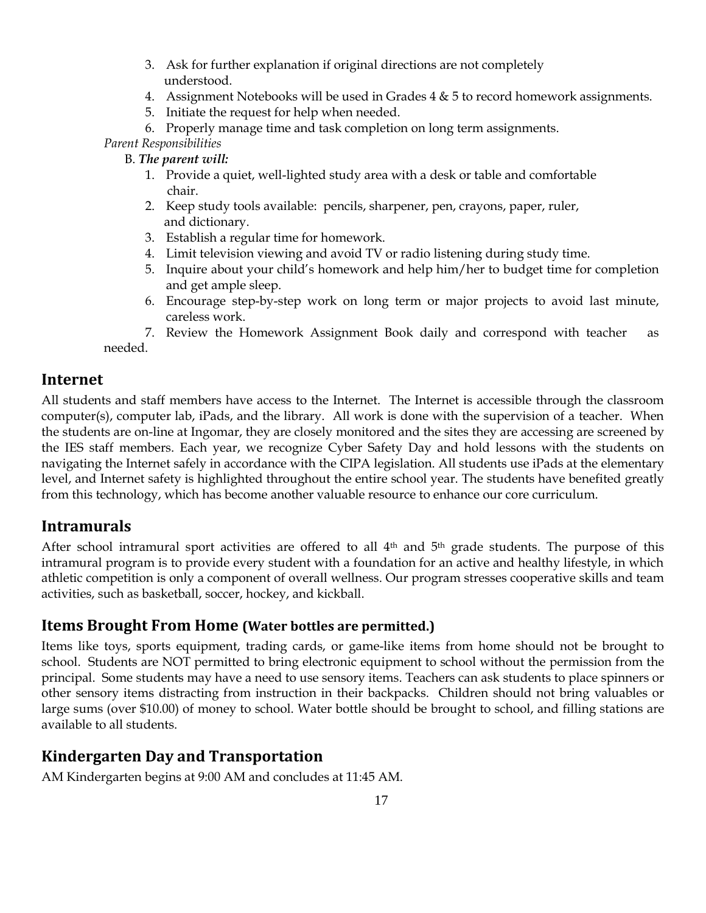3. Ask for further explanation if original directions are not completely understood.
4. Assignment Notebooks will be used in Grades 4 & 5 to record homework assignments.
5. Initiate the request for help when needed.
6. Properly manage time and task completion on long term assignments.

*Parent Responsibilities*

B. ***The parent will:***

1. Provide a quiet, well-lighted study area with a desk or table and comfortable chair.
2. Keep study tools available: pencils, sharpener, pen, crayons, paper, ruler, and dictionary.
3. Establish a regular time for homework.
4. Limit television viewing and avoid TV or radio listening during study time.
5. Inquire about your child's homework and help him/her to budget time for completion and get ample sleep.
6. Encourage step-by-step work on long term or major projects to avoid last minute, careless work.
7. Review the Homework Assignment Book daily and correspond with teacher as needed.

## Internet

All students and staff members have access to the Internet. The Internet is accessible through the classroom computer(s), computer lab, iPads, and the library. All work is done with the supervision of a teacher. When the students are on-line at Ingomar, they are closely monitored and the sites they are accessing are screened by the IES staff members. Each year, we recognize Cyber Safety Day and hold lessons with the students on navigating the Internet safely in accordance with the CIPA legislation. All students use iPads at the elementary level, and Internet safety is highlighted throughout the entire school year. The students have benefited greatly from this technology, which has become another valuable resource to enhance our core curriculum.

## Intramurals

After school intramural sport activities are offered to all 4th and 5th grade students. The purpose of this intramural program is to provide every student with a foundation for an active and healthy lifestyle, in which athletic competition is only a component of overall wellness. Our program stresses cooperative skills and team activities, such as basketball, soccer, hockey, and kickball.

## Items Brought From Home (Water bottles are permitted.)

Items like toys, sports equipment, trading cards, or game-like items from home should not be brought to school. Students are NOT permitted to bring electronic equipment to school without the permission from the principal. Some students may have a need to use sensory items. Teachers can ask students to place spinners or other sensory items distracting from instruction in their backpacks. Children should not bring valuables or large sums (over $10.00) of money to school. Water bottle should be brought to school, and filling stations are available to all students.

## Kindergarten Day and Transportation

AM Kindergarten begins at 9:00 AM and concludes at 11:45 AM.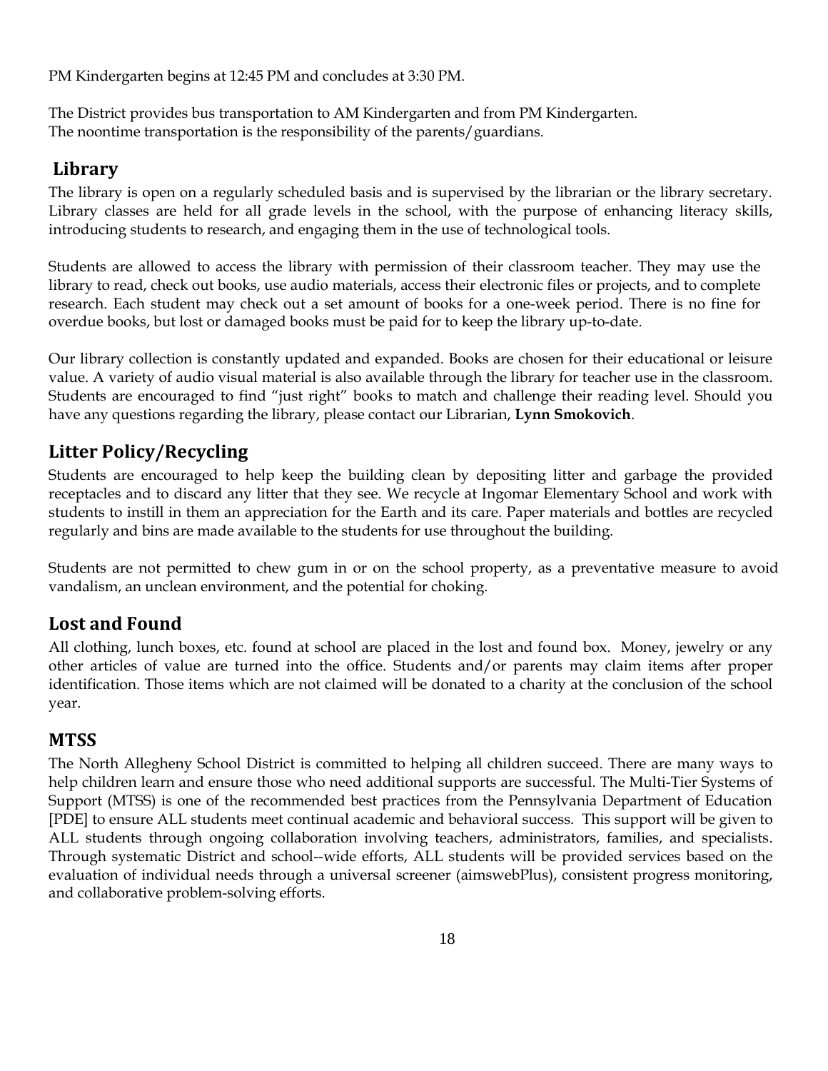PM Kindergarten begins at 12:45 PM and concludes at 3:30 PM.

The District provides bus transportation to AM Kindergarten and from PM Kindergarten.
The noontime transportation is the responsibility of the parents/guardians.

## Library

The library is open on a regularly scheduled basis and is supervised by the librarian or the library secretary. Library classes are held for all grade levels in the school, with the purpose of enhancing literacy skills, introducing students to research, and engaging them in the use of technological tools.

Students are allowed to access the library with permission of their classroom teacher. They may use the library to read, check out books, use audio materials, access their electronic files or projects, and to complete research. Each student may check out a set amount of books for a one-week period. There is no fine for overdue books, but lost or damaged books must be paid for to keep the library up-to-date.

Our library collection is constantly updated and expanded. Books are chosen for their educational or leisure value. A variety of audio visual material is also available through the library for teacher use in the classroom. Students are encouraged to find "just right" books to match and challenge their reading level. Should you have any questions regarding the library, please contact our Librarian, **Lynn Smokovich**.

## Litter Policy/Recycling

Students are encouraged to help keep the building clean by depositing litter and garbage the provided receptacles and to discard any litter that they see. We recycle at Ingomar Elementary School and work with students to instill in them an appreciation for the Earth and its care. Paper materials and bottles are recycled regularly and bins are made available to the students for use throughout the building.

Students are not permitted to chew gum in or on the school property, as a preventative measure to avoid vandalism, an unclean environment, and the potential for choking.

## Lost and Found

All clothing, lunch boxes, etc. found at school are placed in the lost and found box. Money, jewelry or any other articles of value are turned into the office. Students and/or parents may claim items after proper identification. Those items which are not claimed will be donated to a charity at the conclusion of the school year.

## MTSS

The North Allegheny School District is committed to helping all children succeed. There are many ways to help children learn and ensure those who need additional supports are successful. The Multi-Tier Systems of Support (MTSS) is one of the recommended best practices from the Pennsylvania Department of Education [PDE] to ensure ALL students meet continual academic and behavioral success. This support will be given to ALL students through ongoing collaboration involving teachers, administrators, families, and specialists. Through systematic District and school--wide efforts, ALL students will be provided services based on the evaluation of individual needs through a universal screener (aimswebPlus), consistent progress monitoring, and collaborative problem-solving efforts.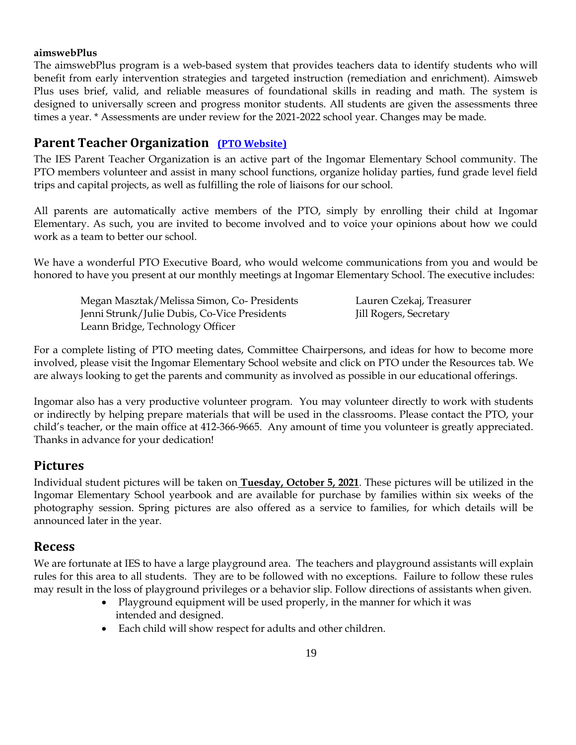**aimswebPlus**

The aimswebPlus program is a web-based system that provides teachers data to identify students who will benefit from early intervention strategies and targeted instruction (remediation and enrichment). Aimsweb Plus uses brief, valid, and reliable measures of foundational skills in reading and math. The system is designed to universally screen and progress monitor students. All students are given the assessments three times a year. * Assessments are under review for the 2021-2022 school year. Changes may be made.

## Parent Teacher Organization (PTO Website)

The IES Parent Teacher Organization is an active part of the Ingomar Elementary School community. The PTO members volunteer and assist in many school functions, organize holiday parties, fund grade level field trips and capital projects, as well as fulfilling the role of liaisons for our school.

All parents are automatically active members of the PTO, simply by enrolling their child at Ingomar Elementary. As such, you are invited to become involved and to voice your opinions about how we could work as a team to better our school.

We have a wonderful PTO Executive Board, who would welcome communications from you and would be honored to have you present at our monthly meetings at Ingomar Elementary School. The executive includes:

Megan Masztak/Melissa Simon, Co- Presidents
Jenni Strunk/Julie Dubis, Co-Vice Presidents
Leann Bridge, Technology Officer
Lauren Czekaj, Treasurer
Jill Rogers, Secretary

For a complete listing of PTO meeting dates, Committee Chairpersons, and ideas for how to become more involved, please visit the Ingomar Elementary School website and click on PTO under the Resources tab. We are always looking to get the parents and community as involved as possible in our educational offerings.

Ingomar also has a very productive volunteer program. You may volunteer directly to work with students or indirectly by helping prepare materials that will be used in the classrooms. Please contact the PTO, your child's teacher, or the main office at 412-366-9665. Any amount of time you volunteer is greatly appreciated. Thanks in advance for your dedication!

## Pictures

Individual student pictures will be taken on **Tuesday, October 5, 2021**. These pictures will be utilized in the Ingomar Elementary School yearbook and are available for purchase by families within six weeks of the photography session. Spring pictures are also offered as a service to families, for which details will be announced later in the year.

## Recess

We are fortunate at IES to have a large playground area. The teachers and playground assistants will explain rules for this area to all students. They are to be followed with no exceptions. Failure to follow these rules may result in the loss of playground privileges or a behavior slip. Follow directions of assistants when given.

- Playground equipment will be used properly, in the manner for which it was intended and designed.
- Each child will show respect for adults and other children.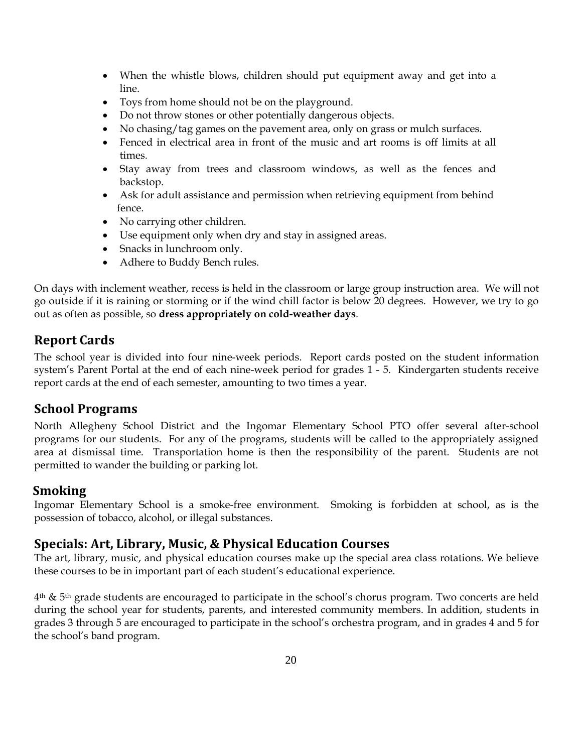- When the whistle blows, children should put equipment away and get into a line.
- Toys from home should not be on the playground.
- Do not throw stones or other potentially dangerous objects.
- No chasing/tag games on the pavement area, only on grass or mulch surfaces.
- Fenced in electrical area in front of the music and art rooms is off limits at all times.
- Stay away from trees and classroom windows, as well as the fences and backstop.
- Ask for adult assistance and permission when retrieving equipment from behind fence.
- No carrying other children.
- Use equipment only when dry and stay in assigned areas.
- Snacks in lunchroom only.
- Adhere to Buddy Bench rules.

On days with inclement weather, recess is held in the classroom or large group instruction area. We will not go outside if it is raining or storming or if the wind chill factor is below 20 degrees. However, we try to go out as often as possible, so **dress appropriately on cold-weather days**.

## Report Cards

The school year is divided into four nine-week periods. Report cards posted on the student information system's Parent Portal at the end of each nine-week period for grades 1 - 5. Kindergarten students receive report cards at the end of each semester, amounting to two times a year.

## School Programs

North Allegheny School District and the Ingomar Elementary School PTO offer several after-school programs for our students. For any of the programs, students will be called to the appropriately assigned area at dismissal time. Transportation home is then the responsibility of the parent. Students are not permitted to wander the building or parking lot.

## Smoking

Ingomar Elementary School is a smoke-free environment. Smoking is forbidden at school, as is the possession of tobacco, alcohol, or illegal substances.

## Specials: Art, Library, Music, & Physical Education Courses

The art, library, music, and physical education courses make up the special area class rotations. We believe these courses to be in important part of each student's educational experience.

4th & 5th grade students are encouraged to participate in the school's chorus program. Two concerts are held during the school year for students, parents, and interested community members. In addition, students in grades 3 through 5 are encouraged to participate in the school's orchestra program, and in grades 4 and 5 for the school's band program.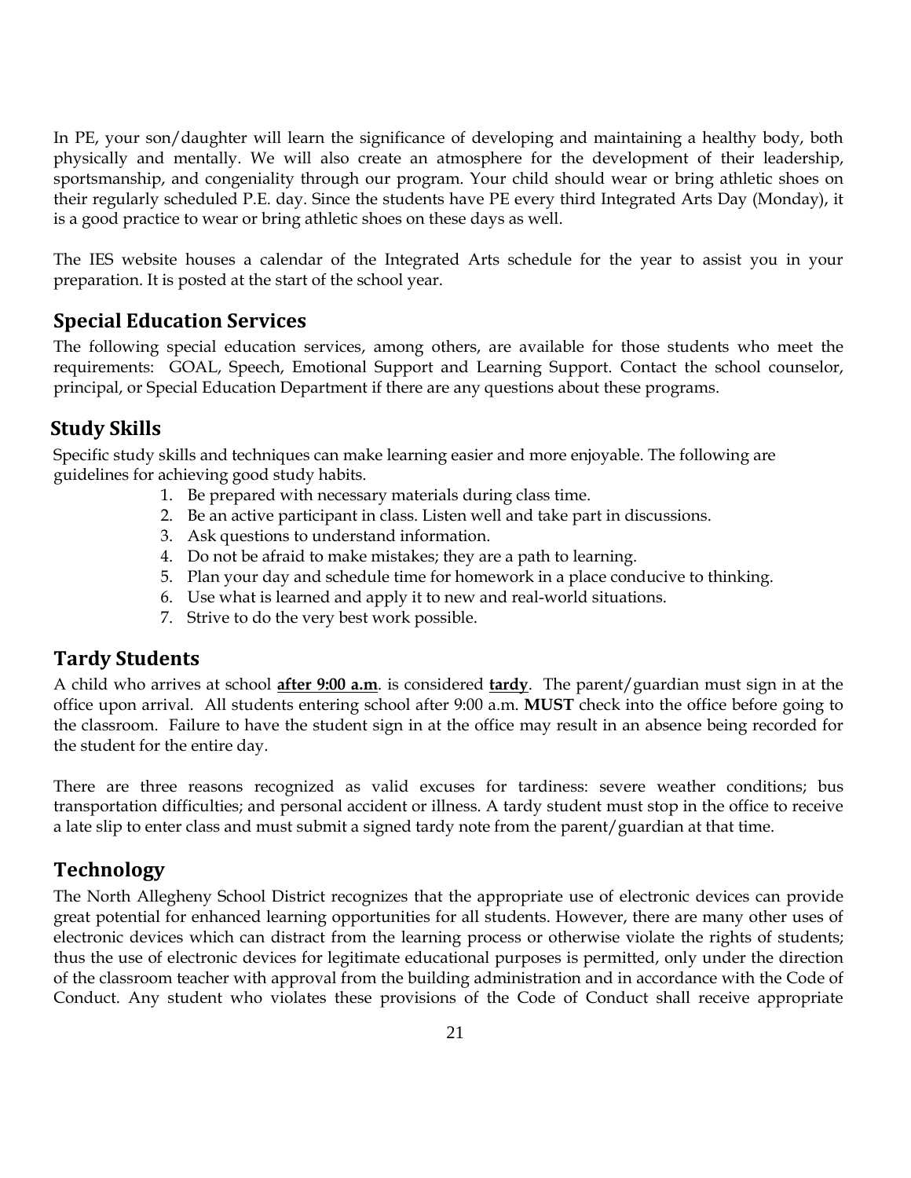In PE, your son/daughter will learn the significance of developing and maintaining a healthy body, both physically and mentally. We will also create an atmosphere for the development of their leadership, sportsmanship, and congeniality through our program. Your child should wear or bring athletic shoes on their regularly scheduled P.E. day. Since the students have PE every third Integrated Arts Day (Monday), it is a good practice to wear or bring athletic shoes on these days as well.

The IES website houses a calendar of the Integrated Arts schedule for the year to assist you in your preparation. It is posted at the start of the school year.

## Special Education Services

The following special education services, among others, are available for those students who meet the requirements: GOAL, Speech, Emotional Support and Learning Support. Contact the school counselor, principal, or Special Education Department if there are any questions about these programs.

## Study Skills

Specific study skills and techniques can make learning easier and more enjoyable. The following are guidelines for achieving good study habits.

1. Be prepared with necessary materials during class time.
2. Be an active participant in class. Listen well and take part in discussions.
3. Ask questions to understand information.
4. Do not be afraid to make mistakes; they are a path to learning.
5. Plan your day and schedule time for homework in a place conducive to thinking.
6. Use what is learned and apply it to new and real-world situations.
7. Strive to do the very best work possible.

## Tardy Students

A child who arrives at school **after 9:00 a.m**. is considered **tardy**. The parent/guardian must sign in at the office upon arrival. All students entering school after 9:00 a.m. **MUST** check into the office before going to the classroom. Failure to have the student sign in at the office may result in an absence being recorded for the student for the entire day.

There are three reasons recognized as valid excuses for tardiness: severe weather conditions; bus transportation difficulties; and personal accident or illness. A tardy student must stop in the office to receive a late slip to enter class and must submit a signed tardy note from the parent/guardian at that time.

## Technology

The North Allegheny School District recognizes that the appropriate use of electronic devices can provide great potential for enhanced learning opportunities for all students. However, there are many other uses of electronic devices which can distract from the learning process or otherwise violate the rights of students; thus the use of electronic devices for legitimate educational purposes is permitted, only under the direction of the classroom teacher with approval from the building administration and in accordance with the Code of Conduct. Any student who violates these provisions of the Code of Conduct shall receive appropriate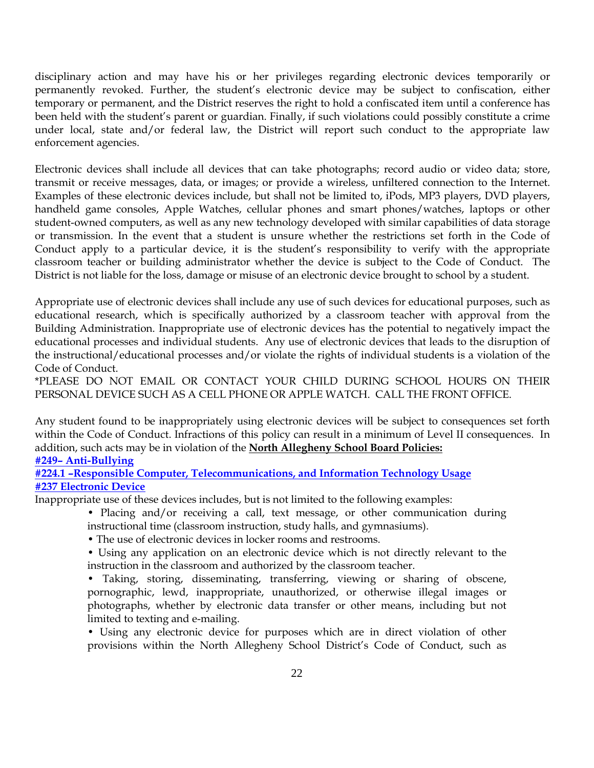disciplinary action and may have his or her privileges regarding electronic devices temporarily or permanently revoked. Further, the student's electronic device may be subject to confiscation, either temporary or permanent, and the District reserves the right to hold a confiscated item until a conference has been held with the student's parent or guardian. Finally, if such violations could possibly constitute a crime under local, state and/or federal law, the District will report such conduct to the appropriate law enforcement agencies.

Electronic devices shall include all devices that can take photographs; record audio or video data; store, transmit or receive messages, data, or images; or provide a wireless, unfiltered connection to the Internet. Examples of these electronic devices include, but shall not be limited to, iPods, MP3 players, DVD players, handheld game consoles, Apple Watches, cellular phones and smart phones/watches, laptops or other student-owned computers, as well as any new technology developed with similar capabilities of data storage or transmission. In the event that a student is unsure whether the restrictions set forth in the Code of Conduct apply to a particular device, it is the student's responsibility to verify with the appropriate classroom teacher or building administrator whether the device is subject to the Code of Conduct. The District is not liable for the loss, damage or misuse of an electronic device brought to school by a student.

Appropriate use of electronic devices shall include any use of such devices for educational purposes, such as educational research, which is specifically authorized by a classroom teacher with approval from the Building Administration. Inappropriate use of electronic devices has the potential to negatively impact the educational processes and individual students. Any use of electronic devices that leads to the disruption of the instructional/educational processes and/or violate the rights of individual students is a violation of the Code of Conduct.
*PLEASE DO NOT EMAIL OR CONTACT YOUR CHILD DURING SCHOOL HOURS ON THEIR PERSONAL DEVICE SUCH AS A CELL PHONE OR APPLE WATCH. CALL THE FRONT OFFICE.

Any student found to be inappropriately using electronic devices will be subject to consequences set forth within the Code of Conduct. Infractions of this policy can result in a minimum of Level II consequences. In addition, such acts may be in violation of the **North Allegheny School Board Policies:**
**#249– Anti-Bullying**
**#224.1 –Responsible Computer, Telecommunications, and Information Technology Usage**
**#237 Electronic Device**
Inappropriate use of these devices includes, but is not limited to the following examples:

- Placing and/or receiving a call, text message, or other communication during instructional time (classroom instruction, study halls, and gymnasiums).
- The use of electronic devices in locker rooms and restrooms.
- Using any application on an electronic device which is not directly relevant to the instruction in the classroom and authorized by the classroom teacher.
- Taking, storing, disseminating, transferring, viewing or sharing of obscene, pornographic, lewd, inappropriate, unauthorized, or otherwise illegal images or photographs, whether by electronic data transfer or other means, including but not limited to texting and e-mailing.
- Using any electronic device for purposes which are in direct violation of other provisions within the North Allegheny School District's Code of Conduct, such as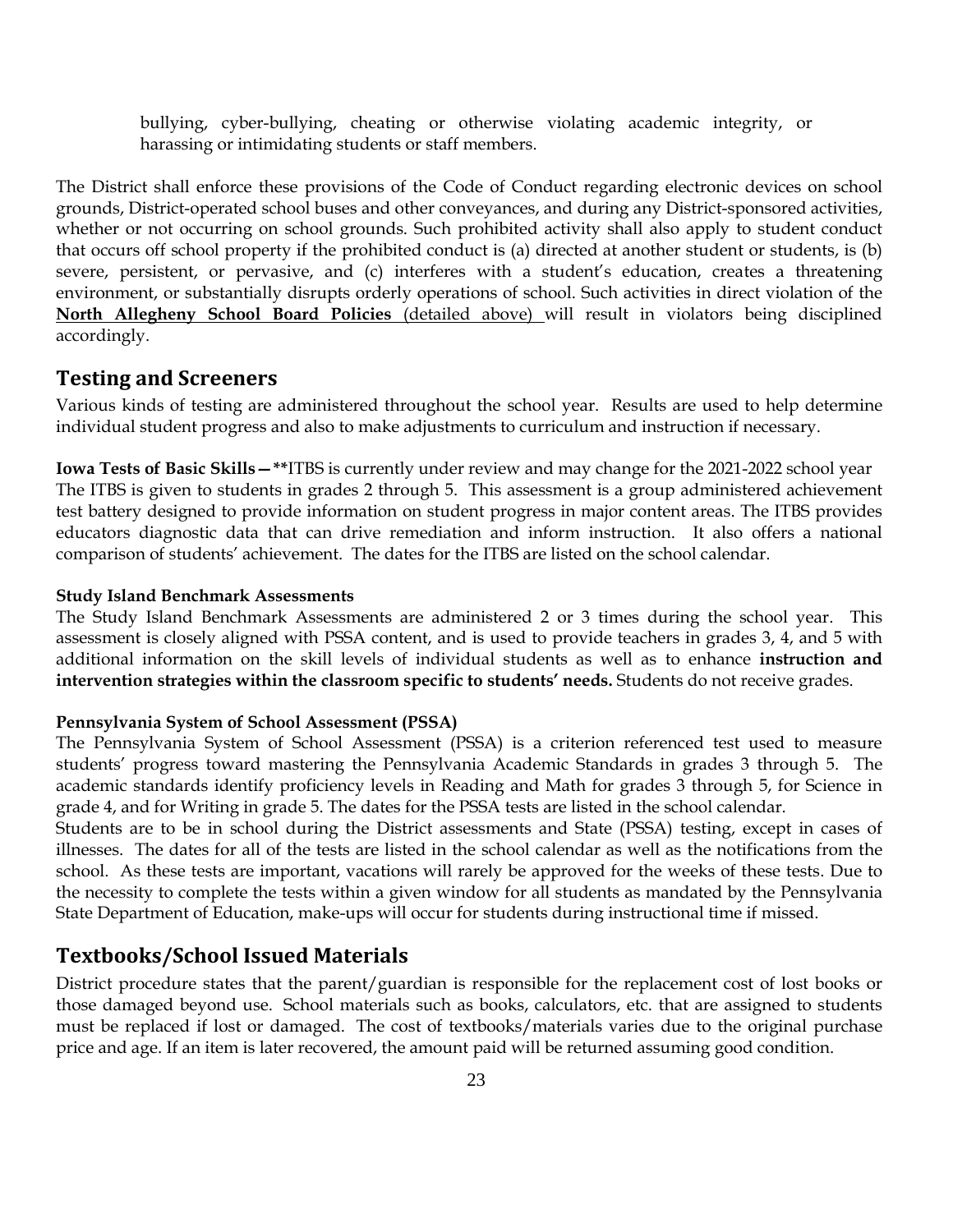bullying, cyber-bullying, cheating or otherwise violating academic integrity, or harassing or intimidating students or staff members.

The District shall enforce these provisions of the Code of Conduct regarding electronic devices on school grounds, District-operated school buses and other conveyances, and during any District-sponsored activities, whether or not occurring on school grounds. Such prohibited activity shall also apply to student conduct that occurs off school property if the prohibited conduct is (a) directed at another student or students, is (b) severe, persistent, or pervasive, and (c) interferes with a student's education, creates a threatening environment, or substantially disrupts orderly operations of school. Such activities in direct violation of the **North Allegheny School Board Policies** (detailed above) will result in violators being disciplined accordingly.

## Testing and Screeners

Various kinds of testing are administered throughout the school year. Results are used to help determine individual student progress and also to make adjustments to curriculum and instruction if necessary.

**Iowa Tests of Basic Skills—****ITBS is currently under review and may change for the 2021-2022 school year
The ITBS is given to students in grades 2 through 5. This assessment is a group administered achievement test battery designed to provide information on student progress in major content areas. The ITBS provides educators diagnostic data that can drive remediation and inform instruction. It also offers a national comparison of students' achievement. The dates for the ITBS are listed on the school calendar.

**Study Island Benchmark Assessments**
The Study Island Benchmark Assessments are administered 2 or 3 times during the school year. This assessment is closely aligned with PSSA content, and is used to provide teachers in grades 3, 4, and 5 with additional information on the skill levels of individual students as well as to enhance **instruction and intervention strategies within the classroom specific to students' needs.** Students do not receive grades.

**Pennsylvania System of School Assessment (PSSA)**
The Pennsylvania System of School Assessment (PSSA) is a criterion referenced test used to measure students' progress toward mastering the Pennsylvania Academic Standards in grades 3 through 5. The academic standards identify proficiency levels in Reading and Math for grades 3 through 5, for Science in grade 4, and for Writing in grade 5. The dates for the PSSA tests are listed in the school calendar.
Students are to be in school during the District assessments and State (PSSA) testing, except in cases of illnesses. The dates for all of the tests are listed in the school calendar as well as the notifications from the school. As these tests are important, vacations will rarely be approved for the weeks of these tests. Due to the necessity to complete the tests within a given window for all students as mandated by the Pennsylvania State Department of Education, make-ups will occur for students during instructional time if missed.

## Textbooks/School Issued Materials

District procedure states that the parent/guardian is responsible for the replacement cost of lost books or those damaged beyond use. School materials such as books, calculators, etc. that are assigned to students must be replaced if lost or damaged. The cost of textbooks/materials varies due to the original purchase price and age. If an item is later recovered, the amount paid will be returned assuming good condition.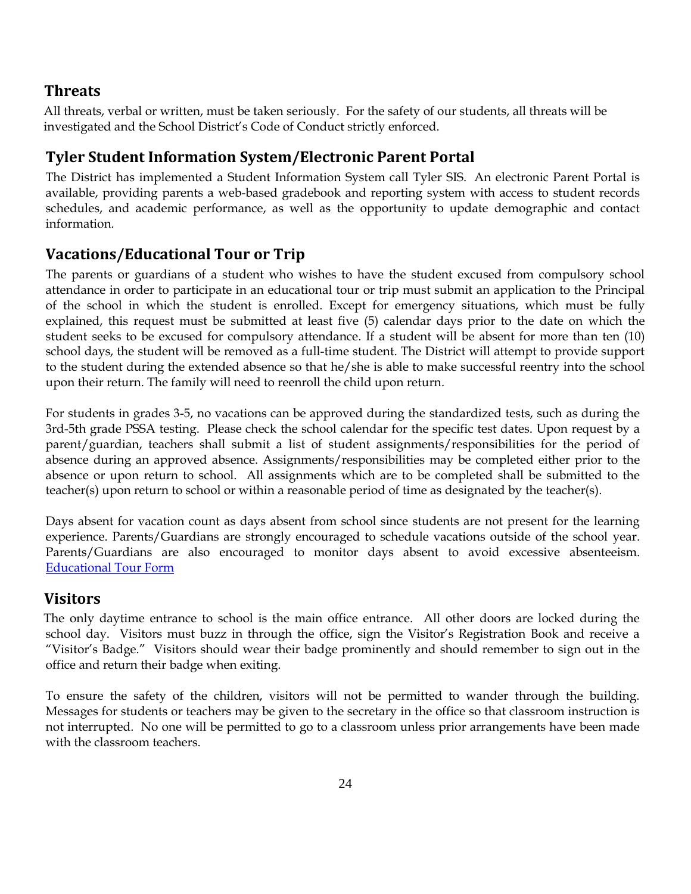## Threats

All threats, verbal or written, must be taken seriously. For the safety of our students, all threats will be investigated and the School District's Code of Conduct strictly enforced.

## Tyler Student Information System/Electronic Parent Portal

The District has implemented a Student Information System call Tyler SIS. An electronic Parent Portal is available, providing parents a web-based gradebook and reporting system with access to student records schedules, and academic performance, as well as the opportunity to update demographic and contact information.

## Vacations/Educational Tour or Trip

The parents or guardians of a student who wishes to have the student excused from compulsory school attendance in order to participate in an educational tour or trip must submit an application to the Principal of the school in which the student is enrolled. Except for emergency situations, which must be fully explained, this request must be submitted at least five (5) calendar days prior to the date on which the student seeks to be excused for compulsory attendance. If a student will be absent for more than ten (10) school days, the student will be removed as a full-time student. The District will attempt to provide support to the student during the extended absence so that he/she is able to make successful reentry into the school upon their return. The family will need to reenroll the child upon return.

For students in grades 3-5, no vacations can be approved during the standardized tests, such as during the 3rd-5th grade PSSA testing. Please check the school calendar for the specific test dates. Upon request by a parent/guardian, teachers shall submit a list of student assignments/responsibilities for the period of absence during an approved absence. Assignments/responsibilities may be completed either prior to the absence or upon return to school. All assignments which are to be completed shall be submitted to the teacher(s) upon return to school or within a reasonable period of time as designated by the teacher(s).

Days absent for vacation count as days absent from school since students are not present for the learning experience. Parents/Guardians are strongly encouraged to schedule vacations outside of the school year. Parents/Guardians are also encouraged to monitor days absent to avoid excessive absenteeism. Educational Tour Form

## Visitors

The only daytime entrance to school is the main office entrance. All other doors are locked during the school day. Visitors must buzz in through the office, sign the Visitor's Registration Book and receive a "Visitor's Badge." Visitors should wear their badge prominently and should remember to sign out in the office and return their badge when exiting.

To ensure the safety of the children, visitors will not be permitted to wander through the building. Messages for students or teachers may be given to the secretary in the office so that classroom instruction is not interrupted. No one will be permitted to go to a classroom unless prior arrangements have been made with the classroom teachers.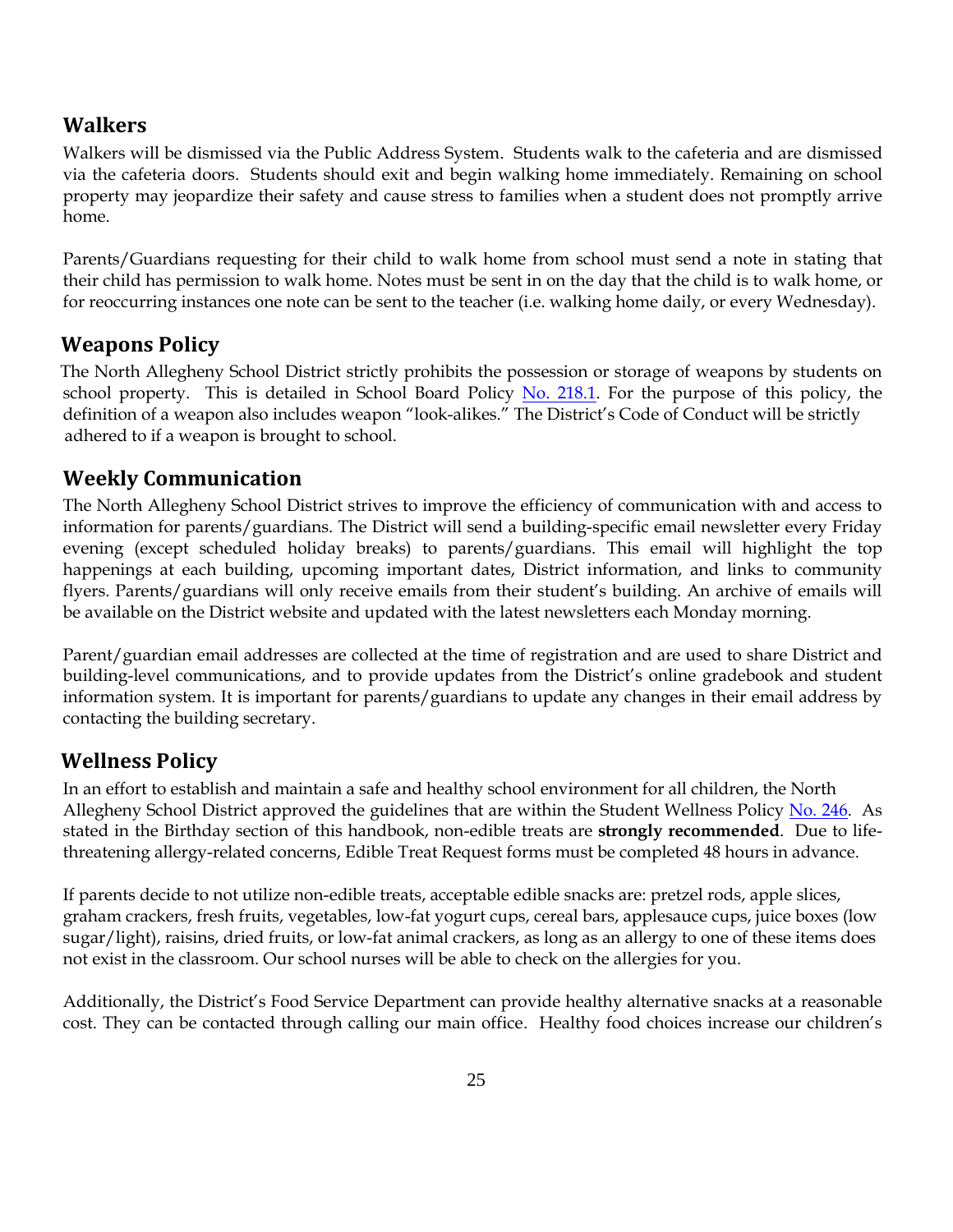## Walkers

Walkers will be dismissed via the Public Address System. Students walk to the cafeteria and are dismissed via the cafeteria doors. Students should exit and begin walking home immediately. Remaining on school property may jeopardize their safety and cause stress to families when a student does not promptly arrive home.

Parents/Guardians requesting for their child to walk home from school must send a note in stating that their child has permission to walk home. Notes must be sent in on the day that the child is to walk home, or for reoccurring instances one note can be sent to the teacher (i.e. walking home daily, or every Wednesday).

## Weapons Policy

The North Allegheny School District strictly prohibits the possession or storage of weapons by students on school property. This is detailed in School Board Policy No. 218.1. For the purpose of this policy, the definition of a weapon also includes weapon "look-alikes." The District's Code of Conduct will be strictly adhered to if a weapon is brought to school.

## Weekly Communication

The North Allegheny School District strives to improve the efficiency of communication with and access to information for parents/guardians. The District will send a building-specific email newsletter every Friday evening (except scheduled holiday breaks) to parents/guardians. This email will highlight the top happenings at each building, upcoming important dates, District information, and links to community flyers. Parents/guardians will only receive emails from their student's building. An archive of emails will be available on the District website and updated with the latest newsletters each Monday morning.

Parent/guardian email addresses are collected at the time of registration and are used to share District and building-level communications, and to provide updates from the District's online gradebook and student information system. It is important for parents/guardians to update any changes in their email address by contacting the building secretary.

## Wellness Policy

In an effort to establish and maintain a safe and healthy school environment for all children, the North Allegheny School District approved the guidelines that are within the Student Wellness Policy No. 246. As stated in the Birthday section of this handbook, non-edible treats are **strongly recommended**. Due to life-threatening allergy-related concerns, Edible Treat Request forms must be completed 48 hours in advance.

If parents decide to not utilize non-edible treats, acceptable edible snacks are: pretzel rods, apple slices, graham crackers, fresh fruits, vegetables, low-fat yogurt cups, cereal bars, applesauce cups, juice boxes (low sugar/light), raisins, dried fruits, or low-fat animal crackers, as long as an allergy to one of these items does not exist in the classroom. Our school nurses will be able to check on the allergies for you.

Additionally, the District's Food Service Department can provide healthy alternative snacks at a reasonable cost. They can be contacted through calling our main office. Healthy food choices increase our children's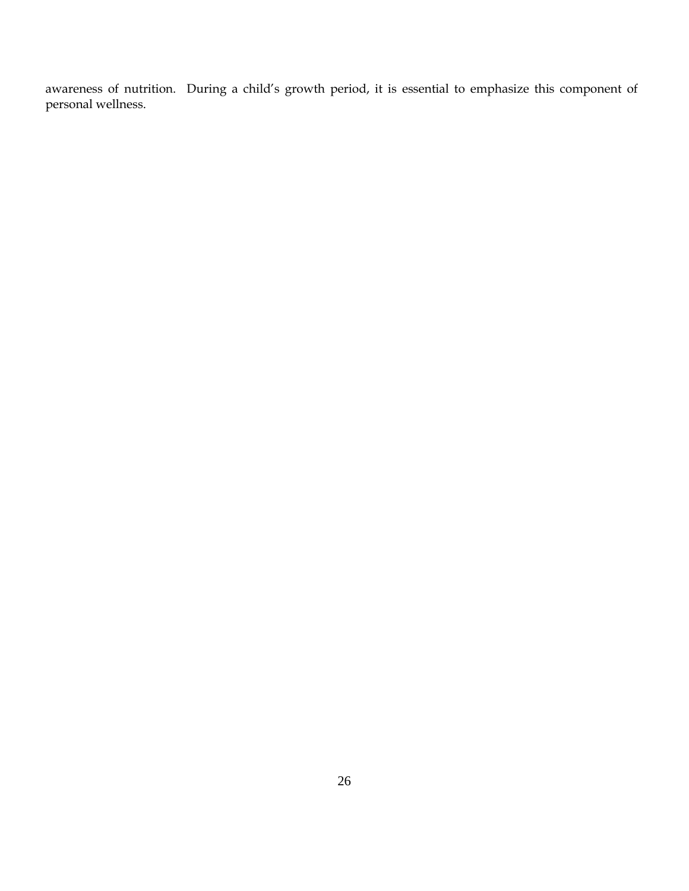awareness of nutrition. During a child's growth period, it is essential to emphasize this component of personal wellness.